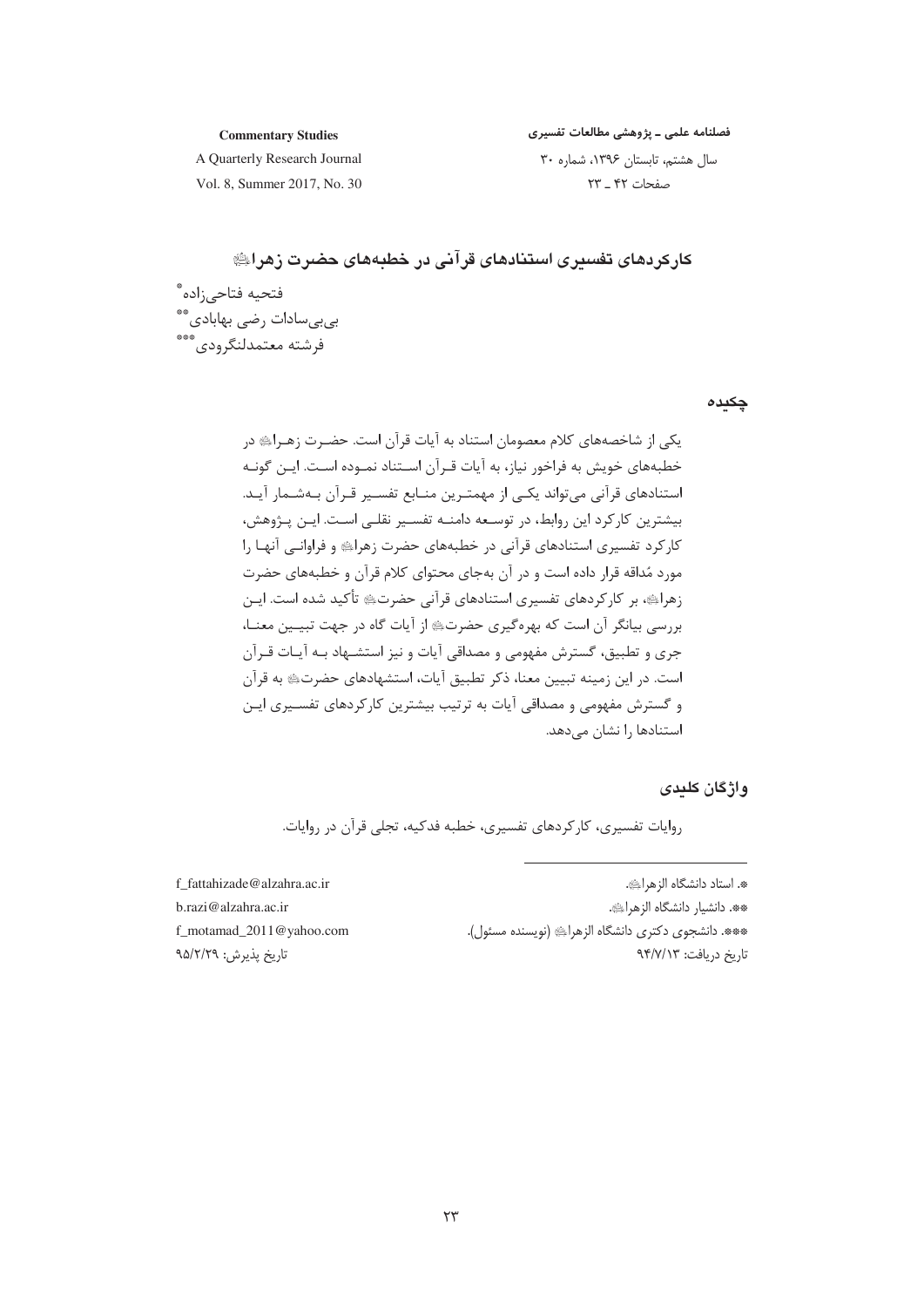# کارکردهای تفسیری استنادهای قرآنی در خطبه‌های حضرت زهرا

فتحیه فتاحی‌زاده*

بی‌بی‌سادات رضی بهابادی**

فرشته معتمدلنگرودی***

## چکیده

یکی از شاخصه‌های کلام معصومان استناد به آیات قرآن است. حضرت زهرا در خطبه‌های خویش به فراخور نیاز، به آیات قرآن استناد نموده است. این گونه استنادهای قرآنی می‌تواند یکی از مهمترین منابع تفسیر قرآن به‌شمار آید. بیشترین کارکرد این روابط، در توسعه دامنه تفسیر نقلی است. این پژوهش، کارکرد تفسیری استنادهای قرآنی در خطبه‌های حضرت زهرا و فراوانی آنها را مورد مُداقه قرار داده است و در آن به‌جای محتوای کلام قرآن و خطبه‌های حضرت زهرا، بر کارکردهای تفسیری استنادهای قرآنی حضرت تأکید شده است. این بررسی بیانگر آن است که بهره‌گیری حضرت از آیات گاه در جهت تبیین معنا، جری و تطبیق، گسترش مفهومی و مصداقی آیات و نیز استشهاد به آیات قرآن است. در این زمینه تبیین معنا، ذکر تطبیق آیات، استشهادهای حضرت به قرآن و گسترش مفهومی و مصداقی آیات به ترتیب بیشترین کارکردهای تفسیری این استنادها را نشان می‌دهد.

## واژگان کلیدی

روایات تفسیری، کارکردهای تفسیری، خطبه فدکیه، تجلی قرآن در روایات.

---

*. استاد دانشگاه الزهرا. f_fattahizade@alzahra.ac.ir

**. دانشیار دانشگاه الزهرا. b.razi@alzahra.ac.ir

***. دانشجوی دکتری دانشگاه الزهرا (نویسنده مسئول). f_motamad_2011@yahoo.com

تاریخ دریافت: ۹۴/۷/۱۳ &nbsp;&nbsp;&nbsp; تاریخ پذیرش: ۹۵/۲/۲۹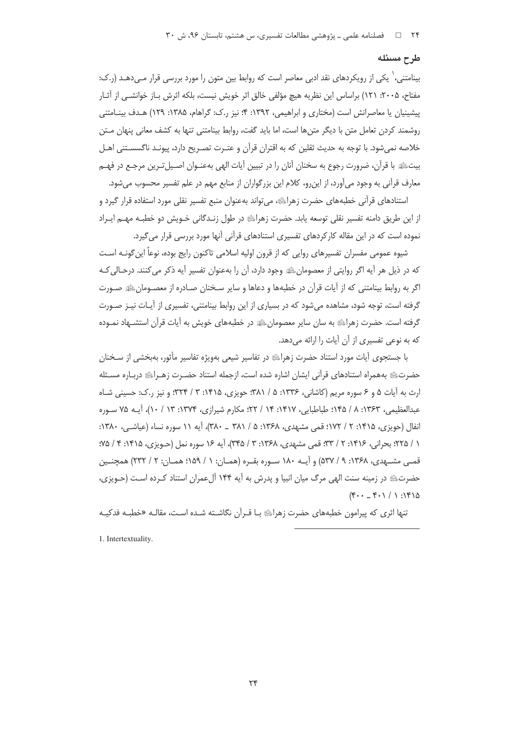## طرح مسئله

بینامتنی،[1] یکی از رویکردهای نقد ادبی معاصر است که روابط بین متون را مورد بررسی قرار می‌دهد (ر.ک: مفتاح، ۲۰۰۵: ۱۲۱) براساس این نظریه هیچ مؤلفی خالق اثر خویش نیست، بلکه اثرش باز خوانشی از آثار پیشینیان یا معاصرانش است (مختاری و ابراهیمی، ۱۳۹۲: ۴؛ نیز ر.ک: گراهام، ۱۳۸۵: ۱۲۹) هدف بینامتنی روشمند کردن تعامل متن با دیگر متن‌ها است، اما باید گفت، روابط بینامتنی تنها به کشف معانی پنهان متن خلاصه نمی‌شود. با توجه به حدیث ثقلین که به اقتران قرآن و عترت تصریح دارد، پیوند ناگسستنی اهل بیتﷺ با قرآن، ضرورت رجوع به سخنان آنان را در تبیین آیات الهی به‌عنوان اصیل‌ترین مرجع در فهم معارف قرآنی به وجود می‌آورد، از این‌رو، کلام این بزرگواران از منابع مهم در علم تفسیر محسوب می‌شود.

استنادهای قرآنی خطبه‌های حضرت زهراﷺ، می‌تواند به‌عنوان منبع تفسیر نقلی مورد استفاده قرار گیرد و از این طریق دامنه تفسیر نقلی توسعه یابد. حضرت زهراﷺ در طول زندگانی خویش دو خطبه مهم ایراد نموده است که در این مقاله کارکردهای تفسیری استنادهای قرآنی آنها مورد بررسی قرار می‌گیرد.

شیوه عمومی مفسران تفسیرهای روایی که از قرون اولیه اسلامی تاکنون رایج بوده، نوعاً این‌گونه است که در ذیل هر آیه اگر روایتی از معصومانﷺ وجود دارد، آن را به‌عنوان تفسیر آیه ذکر می‌کنند. درحالی‌که اگر به روابط بینامتنی که از آیات قرآن در خطبه‌ها و دعاها و سایر سخنان صادره از معصومانﷺ صورت گرفته است، توجه شود، مشاهده می‌شود که در بسیاری از این روابط بینامتنی، تفسیری از آیات نیز صورت گرفته است. حضرت زهراﷺ به سان سایر معصومانﷺ در خطبه‌های خویش به آیات قرآن استشهاد نموده که به نوعی تفسیری از آن آیات را ارائه می‌دهد.

با جستجوی آیات مورد استناد حضرت زهراﷺ در تفاسیر شیعی به‌ویژه تفاسیر مأثور، به‌بخشی از سخنان حضرتﷺ به‌همراه استنادهای قرآنی ایشان اشاره شده است، ازجمله استناد حضرت زهراﷺ درباره مسئله ارث به آیات ۵ و ۶ سوره مریم (کاشانی، ۱۳۳۶: ۵ / ۳۸۱؛ حویزی، ۱۴۱۵: ۳ / ۳۲۴؛ و نیز ر.ک: حسینی شاه عبدالعظیمی، ۱۳۶۳: ۸ / ۱۴۵؛ طباطبایی، ۱۴۱۷: ۱۴ / ۲۲؛ مکارم شیرازی، ۱۳۷۴: ۱۳ / ۱۰)، آیه ۷۵ سوره انفال (حویزی، ۱۴۱۵: ۲ / ۱۷۲؛ قمی مشهدی، ۱۳۶۸: ۵ / ۳۸۱ ـ ۳۸۰)، آیه ۱۱ سوره نساء (عیاشی، ۱۳۸۰: ۱ / ۲۲۵؛ بحرانی، ۱۴۱۶: ۲ / ۳۳؛ قمی مشهدی، ۱۳۶۸: ۳ / ۳۴۵)، آیه ۱۶ سوره نمل (حویزی، ۱۴۱۵: ۴ / ۷۵؛ قمی مشهدی، ۱۳۶۸: ۹ / ۵۳۷) و آیه ۱۸۰ سوره بقره (همان: ۱ / ۱۵۹؛ همان: ۲ / ۲۳۲) همچنین حضرتﷺ در زمینه سنت الهی مرگ میان انبیا و پدرش به آیه ۱۴۴ آل‌عمران استناد کرده است (حویزی، ۱۴۱۵: ۱ / ۴۰۱ ـ ۴۰۰)

تنها اثری که پیرامون خطبه‌های حضرت زهراﷺ با قرآن نگاشته شده است، مقاله «خطبه فدکیه

---

1. Intertextuality.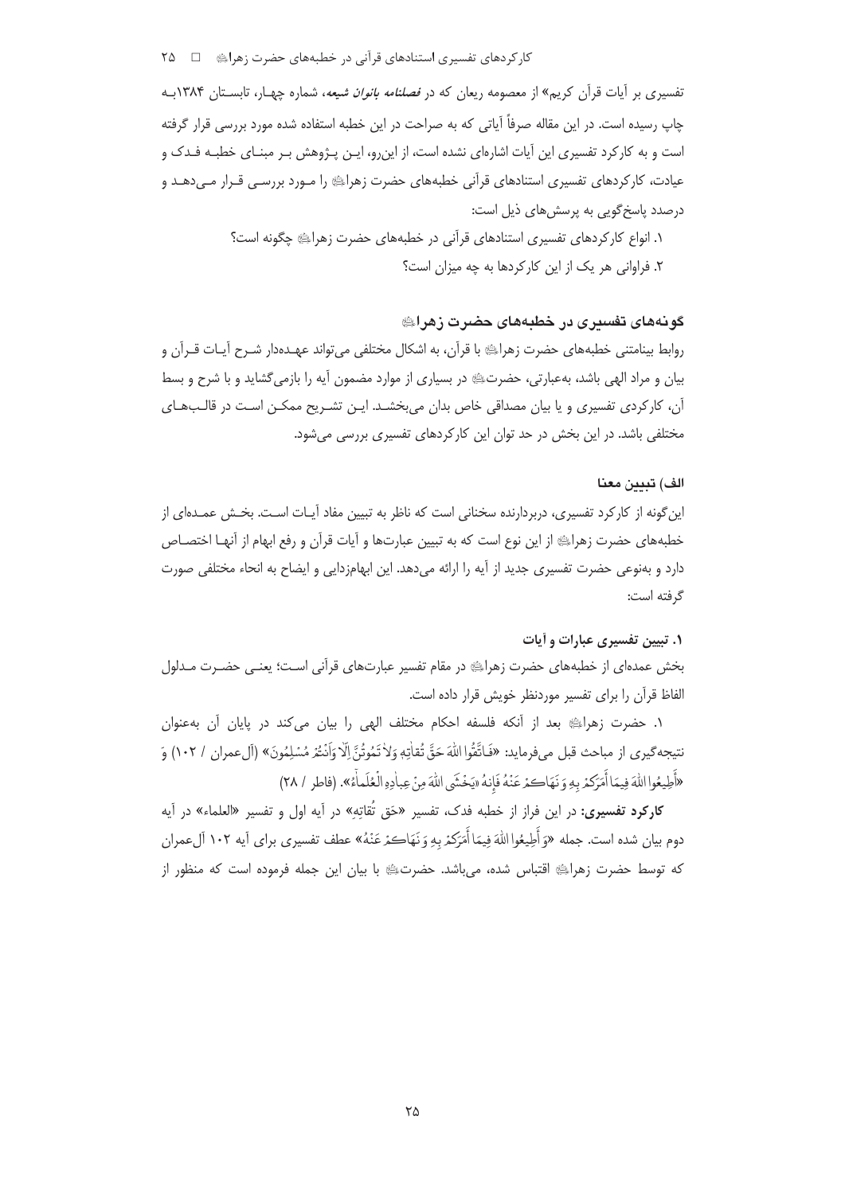تفسیری بر آیات قرآن کریم» از معصومه ریعان که در *فصلنامه بانوان شیعه*، شماره چهار، تابستان ۱۳۸۴به چاپ رسیده است. در این مقاله صرفاً آیاتی که به صراحت در این خطبه استفاده شده مورد بررسی قرار گرفته است و به کارکرد تفسیری این آیات اشاره‌ای نشده است، از این‌رو، این پژوهش بر مبنای خطبه فدک و عیادت، کارکردهای تفسیری استنادهای قرآنی خطبه‌های حضرت زهرا﷤ را مورد بررسی قرار می‌دهد و درصدد پاسخ‌گویی به پرسش‌های ذیل است:

۱. انواع کارکردهای تفسیری استنادهای قرآنی در خطبه‌های حضرت زهرا﷤ چگونه است؟

۲. فراوانی هر یک از این کارکردها به چه میزان است؟

## گونه‌های تفسیری در خطبه‌های حضرت زهرا﷤

روابط بینامتنی خطبه‌های حضرت زهرا﷤ با قرآن، به اشکال مختلفی می‌تواند عهده‌دار شرح آیات قرآن و بیان و مراد الهی باشد، به‌عبارتی، حضرت﷤ در بسیاری از موارد مضمون آیه را بازمی‌گشاید و با شرح و بسط آن، کارکردی تفسیری و یا بیان مصداقی خاص بدان می‌بخشد. این تشریح ممکن است در قالب‌های مختلفی باشد. در این بخش در حد توان این کارکردهای تفسیری بررسی می‌شود.

### الف) تبیین معنا

این‌گونه از کارکرد تفسیری، دربردارنده سخنانی است که ناظر به تبیین مفاد آیات است. بخش عمده‌ای از خطبه‌های حضرت زهرا﷤ از این نوع است که به تبیین عبارت‌ها و آیات قرآن و رفع ابهام از آنها اختصاص دارد و به‌نوعی حضرت تفسیری جدید از آیه را ارائه می‌دهد. این ابهام‌زدایی و ایضاح به انحاء مختلفی صورت گرفته است:

#### ۱. تبیین تفسیری عبارات و آیات

بخش عمده‌ای از خطبه‌های حضرت زهرا﷤ در مقام تفسیر عبارت‌های قرآنی است؛ یعنی حضرت مدلول الفاظ قرآن را برای تفسیر موردنظر خویش قرار داده است.

۱. حضرت زهرا﷤ بعد از آنکه فلسفه احکام مختلف الهی را بیان می‌کند در پایان آن به‌عنوان نتیجه‌گیری از مباحث قبل می‌فرماید: «فَاتَّقُوا اللَّهَ حَقَّ تُقَاتِهِ وَلَا تَمُوتُنَّ إِلَّا وَأَنْتُمْ مُسْلِمُونَ» (آل‌عمران / ۱۰۲) وَ «أَطِيعُوا اللَّهَ فِيمَا أَمَرَكُمْ بِهِ وَ نَهَاكُمْ عَنْهُ فَإِنَّهُ «يَخْشَى اللَّهَ مِنْ عِبَادِهِ الْعُلَمَاءُ». (فاطر / ۲۸)

**کارکرد تفسیری:** در این فراز از خطبه فدک، تفسیر «حَق تُقاتِهِ» در آیه اول و تفسیر «العلماء» در آیه دوم بیان شده است. جمله «وَ أَطِيعُوا اللَّهَ فِيمَا أَمَرَكُمْ بِهِ وَ نَهَاكُمْ عَنْهُ» عطف تفسیری برای آیه ۱۰۲ آل‌عمران که توسط حضرت زهرا﷤ اقتباس شده، می‌باشد. حضرت﷤ با بیان این جمله فرموده است که منظور از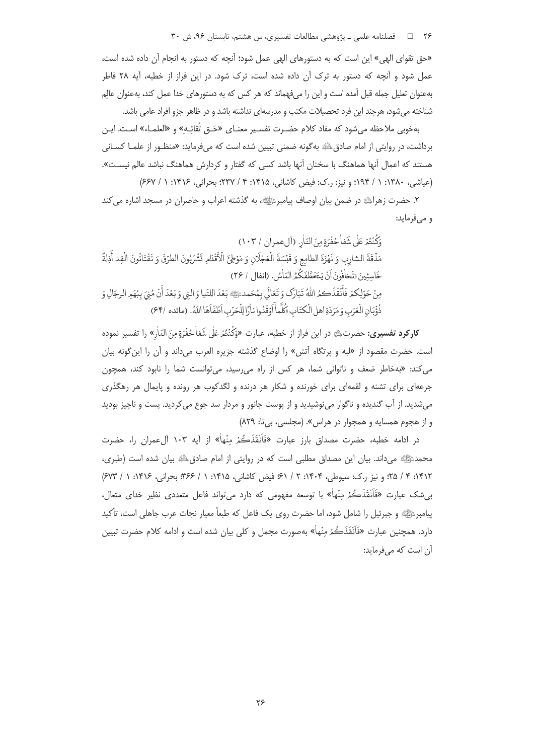«حق تقوای الهی» این است که به دستورهای الهی عمل شود؛ آنچه که دستور به انجام آن داده شده است، عمل شود و آنچه که دستور به ترک آن داده شده است، ترک شود. در این فراز از خطبه، آیه ۲۸ فاطر به‌عنوان تعلیل جمله قبل آمده است و این را می‌فهماند که هر کس که به دستورهای خدا عمل کند، به‌عنوان عالِم شناخته می‌شود، هرچند این فرد تحصیلات مکتب و مدرسه‌ای نداشته باشد و در ظاهر جزو افراد عامی باشد.

به‌خوبی ملاحظه می‌شود که مفاد کلام حضرت تفسیر معنای «حَق تُقاتِه» و «العلماء» است. این برداشت، در روایتی از امام صادق علیه السلام به‌گونه ضمنی تبیین شده است که می‌فرماید: «منظور از علما کسانی هستند که اعمال آنها هماهنگ با سخنان آنها باشد کسی که گفتار و کردارش هماهنگ نباشد عالم نیست». (عیاشی، ۱۳۸۰: ۱ / ۱۹۴؛ و نیز: ر.ک: فیض کاشانی، ۱۴۱۵: ۴ / ۲۳۷؛ بحرانی، ۱۴۱۶: ۱ / ۶۶۷)

۲. حضرت زهرا علیها السلام در ضمن بیان اوصاف پیامبر صلی الله علیه و آله، به گذشته اعراب و حاضران در مسجد اشاره می‌کند و می‌فرماید:

وَكُنْتُمْ عَلَىٰ شَفَا حُفْرَةٍ مِنَ النَّارِ. (آل‌عمران / ۱۰۳)
مَذْقَةَ الشارِبِ وَ نَهْزَةَ الطامِعِ وَ قَبْسَةَ الْعَجْلَانِ وَ مَوْطِئَ الْأَقْدَامِ تَشْرَبُونَ الطرْقَ وَ تَقْتَاتُونَ الْقِد أَذِلَّةً خَاسِئِينَ «تَخافُونَ أَنْ يَتَخَطَّفَكُمُ النّاسُ. (انفال / ۲۶)
مِنْ حَوْلِكمْ فَأَنْقَذَكُمُ اللهُ تَبَارَكَ وَ تَعَالَى بِمُحَمد صلی الله علیه و آله بَعْدَ اللتَيا وَ التِي وَ بَعْدَ أَنْ مُنِيَ بِبُهَمِ الرجَالِ وَ ذُؤْبَانِ الْعَرَبِ وَ مَرَدَةِ اهل الْكتَابِ «كُلَّما أَوْقَدُوا نارًا لِلْحَرْبِ أَطْفَأَهَا اللهُ. (مائده /۶۴)

**کارکرد تفسیری:** حضرت علیها السلام در این فراز از خطبه، عبارت «وَكُنْتُمْ عَلَىٰ شَفَا حُفْرَةٍ مِنَ النَّارِ» را تفسیر نموده است. حضرت مقصود از «لبه و پرتگاه آتش» را اوضاع گذشته جزیره العرب می‌داند و آن را این‌گونه بیان می‌کند: «به‌خاطر ضعف و ناتوانی شما، هر کس از راه می‌رسید، می‌توانست شما را نابود کند، همچون جرعه‌ای برای تشنه و لقمه‌ای برای خورنده و شکار هر درنده و لگدکوب هر رونده و پایمال هر رهگذری می‌شدید. از آب گندیده و ناگوار می‌نوشیدید و از پوست جانور و مردار سد جوع می‌کردید. پست و ناچیز بودید و از هجوم همسایه و همجوار در هراس». (مجلسی، بی‌تا: ۸۲۹)

در ادامه خطبه، حضرت مصداق بارز عبارت «فَأَنْقَذَكُمْ مِنْهَا» از آیه ۱۰۳ آل‌عمران را، حضرت محمد صلی الله علیه و آله می‌داند. بیان این مصداق مطلبی است که در روایتی از امام صادق علیه السلام بیان شده است (طبری، ۱۴۱۲: ۴ / ۲۵؛ و نیز ر.ک: سیوطی، ۱۴۰۴: ۲ / ۶۱؛ فیض کاشانی، ۱۴۱۵: ۱ / ۳۶۶؛ بحرانی، ۱۴۱۶: ۱ / ۶۷۳) بی‌شک عبارت «فَأَنْقَذَكُمْ مِنْهَا» با توسعه مفهومی که دارد می‌تواند فاعل متعددی نظیر خدای متعال، پیامبر صلی الله علیه و آله و جبرئیل را شامل شود، اما حضرت روی یک فاعل که طبعاً معیار نجات عرب جاهلی است، تأکید دارد. همچنین عبارت «فَأَنْقَذَكُمْ مِنْهَا» به‌صورت مجمل و کلی بیان شده است و ادامه کلام حضرت تبیین آن است که می‌فرماید: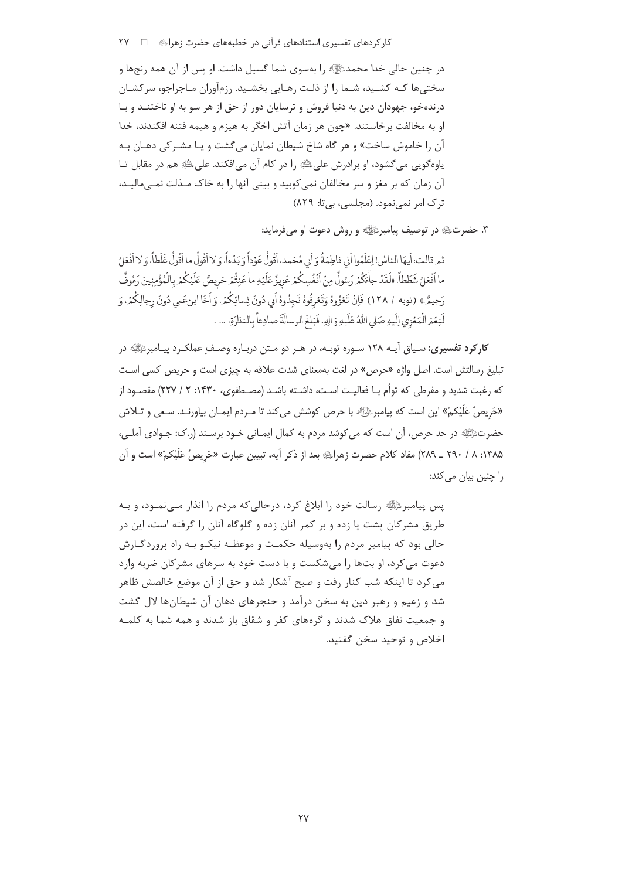در چنین حالی خدا محمد ﷺ را به‌سوی شما گسیل داشت. او پس از آن همه رنج‌ها و سختی‌ها کـه کشـید، شـما را از ذلـت رهـایی بخشـید. رزم‌آوران مـاجراجو، سرکشـان درنده‌خو، جهودان دین به دنیا فروش و ترسایان دور از حق از هر سو به او تاختنـد و بـا او به مخالفت برخاستند. «چون هر زمان آتش اخگر به هیزم و هیمه فتنه افکندند، خدا آن را خاموش ساخت» و هر گاه شاخ شیطان نمایان می‌گشت و یـا مشـرکی دهـان بـه یاوه‌گویی می‌گشود، او برادرش علی ﷺ را در کام آن می‌افکند. علی ﷺ هم در مقابل تـا آن زمان که بر مغز و سر مخالفان نمی‌کوبید و بینی آنها را به خاک مـذلت نمـی‌مالیـد، ترک امر نمی‌نمود. (مجلسی، بی‌تا: ۸۲۹)

۳. حضرت ﷺ در توصیف پیامبر ﷺ و روش دعوت او می‌فرماید:

ثم قالت: اَیهَا الناسُ! اِعْلَمُوا اَنِي فاطِمَةُ وَ اَبِي مُحَمد. اَقُولُ عَوْداً وَ بَدْءاً، وَ لا اَقُولُ ما اَقُولُ غَلَطاً، وَ لا اَفْعَلُ ما اَفْعَلُ شَطَطاً، «لَقَدْ جاءَكُمْ رَسُولٌ مِنْ اَنْفُسِكُمْ عَزِيزٌ عَلَيْهِ ما عَنِتُّمْ حَرِيصٌ عَلَيْكُمْ بِالْمُؤْمِنِينَ رَءُوفٌ رَحِيمٌ.» (توبه / ۱۲۸) فَاِنْ تَعْزُوهُ وَتَعْرِفُوهُ تَجِدُوهُ اَبِي دُونَ نِسائِكُمْ، وَ اَخَا ابن‌عَمي دُونَ رِجالِكُمْ، وَ لَنِعْمَ الْمَعْزِي اِلَيهِ صَلي اللهُ عَلَيهِ وَ الِهِ. فَبَلغَ الرسالَةَ صادِعاً بِالنذارَةِ، ... .

**کارکرد تفسیری:** سـیاق آیـه ۱۲۸ سـوره توبـه، در هـر دو مـتن دربـاره وصـفِ عملکـرد پیـامبر ﷺ در تبلیغ رسالتش است. اصل واژه «حرص» در لغت به‌معنای شدت علاقه به چیزی است و حریص کسی اسـت که رغبت شدید و مفرطی که توأم بـا فعالیـت اسـت، داشـته باشـد (مصـطفوی، ۱۴۳۰: ۲ / ۲۲۷) مقصـود از «حَرِيصٌ عَلَيْكُمْ» این است که پیامبر ﷺ با حرص کوشش می‌کند تا مـردم ایمـان بیاورنـد. سـعی و تـلاش حضرت ﷺ در حد حرص، آن است که می‌کوشد مردم به کمال ایمـانی خـود برسـند (ر.ک: جـوادی آملـی، ۱۳۸۵: ۸ / ۲۹۰ ـ ۲۸۹) مفاد کلام حضرت زهرا ﷺ بعد از ذکر آیه، تبیین عبارت «حَرِيصٌ عَلَيْكُمْ» است و آن را چنین بیان می‌کند:

پس پیامبر ﷺ رسالت خود را ابلاغ کرد، درحالی‌که مردم را انذار مـی‌نمـود، و بـه طریق مشرکان پشت پا زده و بر کمر آنان زده و گلوگاه آنان را گرفته است، این در حالی بود که پیامبر مردم را به‌وسیله حکمـت و موعظـه نیکـو بـه راه پروردگـارش دعوت می‌کرد، او بت‌ها را می‌شکست و با دست خود به سرهای مشرکان ضربه وارد می‌کرد تا اینکه شب کنار رفت و صبح آشکار شد و حق از آن موضع خالصش ظاهر شد و زعیم و رهبر دین به سخن درآمد و حنجرهای دهان آن شیطان‌ها لال گشت و جمعیت نفاق هلاک شدند و گره‌های کفر و شقاق باز شدند و همه شما به کلمـه اخلاص و توحید سخن گفتید.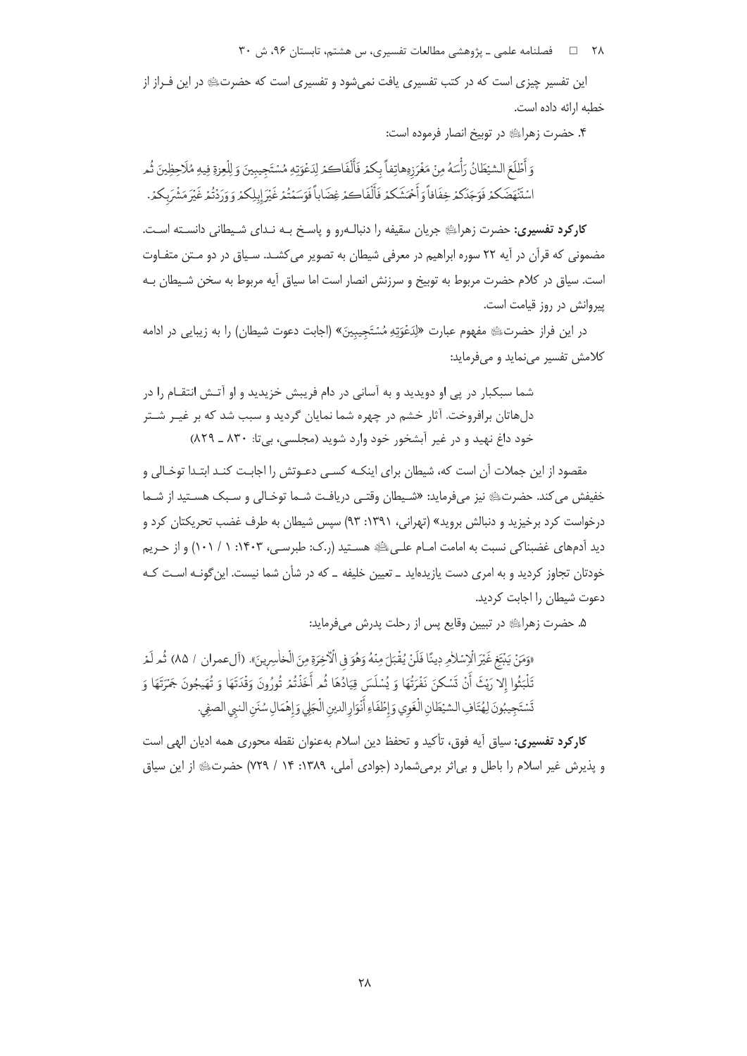این تفسیر چیزی است که در کتب تفسیری یافت نمی‌شود و تفسیری است که حضرت﷤ در این فراز از خطبه ارائه داده است.

۴. حضرت زهرا﷤ در توبیخ انصار فرموده است:

وَ أَطْلَعَ الشیْطَانُ رَأْسَهُ مِنْ مَغْرَزِهِ‌هاتِفاً بِکمْ فَأَلْفَاکمْ لِدَعْوَتِهِ مُسْتَجِیبِینَ وَ لِلْغِرةِ فِیهِ مُلَاحِظِینَ ثُم اسْتَنْهَضَکمْ فَوَجَدَکمْ خِفَافاً وَ أَحْمَشَکمْ فَأَلْفَاکمْ غِضَاباً فَوَسَمْتُمْ غَیْرَ إِبِلِکمْ وَ وَرَدْتُمْ غَیْرَ مَشْرَبِکمْ.

**کارکرد تفسیری:** حضرت زهرا﷤ جریان سقیفه را دنباله‌رو و پاسخ به ندای شیطانی دانسته است. مضمونی که قرآن در آیه ۲۲ سوره ابراهیم در معرفی شیطان به تصویر می‌کشد. سیاق در دو متن متفاوت است. سیاق در کلام حضرت مربوط به توبیخ و سرزنش انصار است اما سیاق آیه مربوط به سخن شیطان به پیروانش در روز قیامت است.

در این فراز حضرت﷤ مفهوم عبارت «لِدَعْوَتِهِ مُستَجِیبِینَ» (اجابت دعوت شیطان) را به زیبایی در ادامه کلامش تفسیر می‌نماید و می‌فرماید:

> شما سبکبار در پی او دویدید و به آسانی در دام فریبش خزیدید و او آتش انتقام را در دل‌هاتان برافروخت. آثار خشم در چهره شما نمایان گردید و سبب شد که بر غیر شتر خود داغ نهید و در غیر آبشخور خود وارد شوید (مجلسی، بی‌تا: ۸۳۰ ـ ۸۲۹)

مقصود از این جملات آن است که، شیطان برای اینکه کسی دعوتش را اجابت کند ابتدا توخالی و خفیفش می‌کند. حضرت﷤ نیز می‌فرماید: «شیطان وقتی دریافت شما توخالی و سبک هستید از شما درخواست کرد برخیزید و دنبالش بروید» (تهرانی، ۱۳۹۱: ۹۳) سپس شیطان به طرف غضب تحریکتان کرد و دید آدم‌های غضبناکی نسبت به امامت امام علی﷤ هستید (ر.ک: طبرسی، ۱۴۰۳: ۱ / ۱۰۱) و از حریم خودتان تجاوز کردید و به امری دست یازیده‌اید ـ تعیین خلیفه ـ که در شأن شما نیست. این‌گونه است که دعوت شیطان را اجابت کردید.

۵. حضرت زهرا﷤ در تبیین وقایع پس از رحلت پدرش می‌فرماید:

«وَمَنْ یَبْتَغِ غَیْرَ الْإِسْلَامِ دِینًا فَلَنْ یُقْبَلَ مِنْهُ وَهُوَ فِی الْآخِرَةِ مِنَ الْخَاسِرِینَ». (آل‌عمران / ۸۵) ثُم لَمْ تَلْبَثُوا إِلا رَیْثَ أَنْ تَسْکنَ نَفْرَتُهَا وَ یُسْلَسَ قِیَادُهَا ثُم أَخَذْتُمْ تُورُونَ وَقْدَتَهَا وَ تُهَیجُونَ جَمْرَتَهَا وَ تَسْتَجِیبُونَ لِهُتَافِ الشیْطَانِ الْغَوِی وَ إِطْفَاءِ أَنْوَارِ الدینِ الْجَلِی وَ إِهْمَالِ سُنَنِ النبِی الصفِی.

**کارکرد تفسیری:** سیاق آیه فوق، تأکید و تحفظ دین اسلام به‌عنوان نقطه محوری همه ادیان الهی است و پذیرش غیر اسلام را باطل و بی‌اثر برمی‌شمارد (جوادی آملی، ۱۳۸۹: ۱۴ / ۷۲۹) حضرت﷤ از این سیاق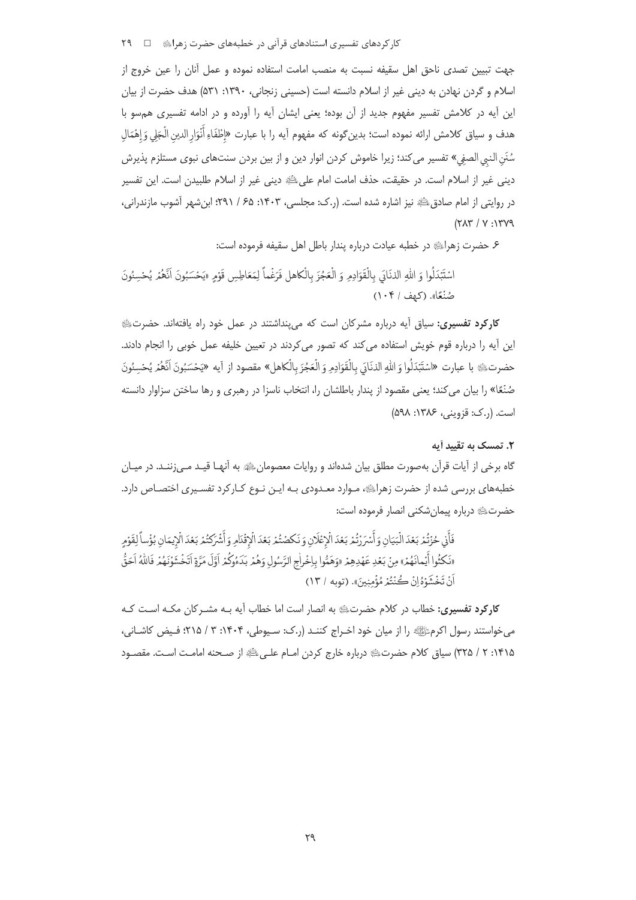جهت تبیین تصدی ناحق اهل سقیفه نسبت به منصب امامت استفاده نموده و عمل آنان را عین خروج از اسلام و گردن نهادن به دینی غیر از اسلام دانسته است (حسینی زنجانی، ۱۳۹۰: ۵۳۱) هدف حضرت از بیان این آیه در کلامش تفسیر مفهوم جدید از آن بوده؛ یعنی ایشان آیه را آورده و در ادامه تفسیری هم‌سو با هدف و سیاق کلامش ارائه نموده است؛ بدین‌گونه که مفهوم آیه را با عبارت «إِطْفَاءِ أَنْوَارِ الدینِ الْجَلِي وَ إِهْمَالِ سُنَنِ النبِي الصفِي» تفسیر می‌کند؛ زیرا خاموش کردن انوار دین و از بین بردن سنت‌های نبوی مستلزم پذیرش دینی غیر از اسلام است. در حقیقت، حذف امامت امام علی ﷺ دینی غیر از اسلام طلبیدن است. این تفسیر در روایتی از امام صادق ﷺ نیز اشاره شده است. (ر.ک: مجلسی، ۱۴۰۳: ۶۵ / ۲۹۱؛ ابن‌شهر آشوب مازندرانی، ۱۳۷۹: ۷ / ۲۸۳)

۶. حضرت زهرا ﷺ در خطبه عیادت درباره پندار باطل اهل سقیفه فرموده است:

اسْتَبْدَلُوا وَ اللهِ الذنَابَى بِالْقَوَادِمِ وَ الْعَجُزَ بِالْكاهل فَرَغْماً لِمَعَاطِسِ قَوْمٍ «يَحْسَبُونَ أَنَّهُمْ يُحْسِنُونَ صُنْعًا». (کهف / ۱۰۴)

**کارکرد تفسیری:** سیاق آیه درباره مشرکان است که می‌پنداشتند در عمل خود راه یافته‌اند. حضرت ﷺ این آیه را درباره قوم خویش استفاده می‌کند که تصور می‌کردند در تعیین خلیفه عمل خوبی را انجام دادند. حضرت ﷺ با عبارت «اسْتَبْدَلُوا وَ اللهِ الذنَابَى بِالْقَوَادِمِ وَ الْعَجُزَ بِالْكاهل» مقصود از آیه «يَحْسَبُونَ أَنَّهُمْ يُحْسِنُونَ صُنْعًا» را بیان می‌کند؛ یعنی مقصود از پندار باطلشان را، انتخاب ناسزا در رهبری و رها ساختن سزاوار دانسته است. (ر.ک: قزوینی، ۱۳۸۶: ۵۹۸)

### ۲. تمسک به تقیید آیه

گاه برخی از آیات قرآن به‌صورت مطلق بیان شده‌اند و روایات معصومان ﷺ به آنها قید می‌زنند. در میان خطبه‌های بررسی شده از حضرت زهرا ﷺ، موارد معدودی به این نوع کارکرد تفسیری اختصاص دارد. حضرت ﷺ درباره پیمان‌شکنی انصار فرموده است:

فَأَنّي حُزْتُمْ بَعْدَ الْبَيَانِ وَ أَسْرَرْتُمْ بَعْدَ الْإِعْلَانِ وَ نَكَصْتُمْ بَعْدَ الْإِقْدَامِ وَ أَشْرَكْتُمْ بَعْدَ الْإِيمَانِ بُؤْساً لِقَوْمٍ «نَكَثُوا أَيْمانَهُمْ» مِنْ بَعْدِ عَهْدِهِمْ «وَهَمُّوا بِإِخْراجِ الرَّسُولِ وَهُمْ بَدَءُوكُمْ أَوَّلَ مَرَّةٍ أَتَخْشَوْنَهُمْ فَاللهُ أَحَقُّ أَنْ تَخْشَوْهُ إِنْ كُنْتُمْ مُؤْمِنِينَ». (توبه / ۱۳)

**کارکرد تفسیری:** خطاب در کلام حضرت ﷺ به انصار است اما خطاب آیه به مشرکان مکه است که می‌خواستند رسول اکرم ﷺ را از میان خود اخراج کنند (ر.ک: سیوطی، ۱۴۰۴: ۳ / ۲۱۵؛ فیض کاشانی، ۱۴۱۵: ۲ / ۳۲۵) سیاق کلام حضرت ﷺ درباره خارج کردن امام علی ﷺ از صحنه امامت است. مقصود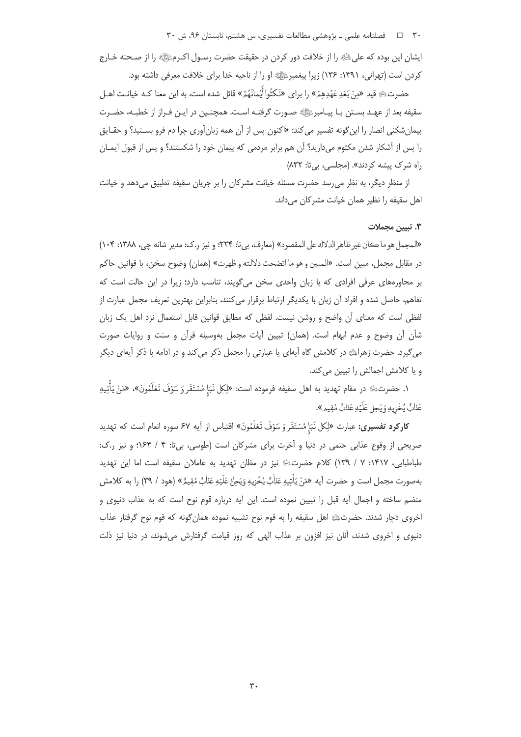ایشان این بوده که علی‌ؑ را از خلافت دور کردن در حقیقت حضرت رسول اکرمﷺ را از صحنه خارج کردن است (تهرانی، ۱۳۹۱: ۱۳۶) زیرا پیغمبرﷺ او را از ناحیه خدا برای خلافت معرفی داشته بود.

حضرتؑ قید «مِنْ بَعْدِ عَهْدِهِمْ» را برای «نَكَثُوا أَيْمَانَهُمْ» قائل شده است، به این معنا کـه خیانـت اهـل سقیفه بعد از عهـد بسـتن بـا پیـامبرﷺ صـورت گرفتـه اسـت. همچنـین در ایـن فـراز از خطبـه، حضـرت پیمان‌شکنی انصار را این‌گونه تفسیر می‌کند: «اکنون پس از آن همه زبان‌آوری چرا دم فرو بسـتید؟ و حقـایق را پس از آشکار شدن مکتوم می‌دارید؟ آن هم برابر مردمی که پیمان خود را شکستند؟ و پس از قبول ایمـان راه شرک پیشه کردند». (مجلسی، بی‌تا: ۸۳۲)

از منظر دیگر، به نظر می‌رسد حضرت مسئله خیانت مشرکان را بر جریان سقیفه تطبیق می‌دهد و خیانت اهل سقیفه را نظیر همان خیانت مشرکان می‌داند.

### ۳. تبیین مجملات

«المجمل هو ما كان غير ظاهر الدلالة على المقصود» (معارف، بی‌تا: ۲۲۴؛ و نیز ر.ک: مدیر شانه چی، ۱۳۸۸: ۱۰۴) در مقابل مجمل، مبین است. «المبين و هو ما اتضحت دلالته و ظهرت» (همان) وضوح سخن، با قوانین حاکم بر محاوره‌های عرفی افرادی که با زبان واحدی سخن می‌گویند، تناسب دارد؛ زیرا در این حالت است که تفاهم، حاصل شده و افراد آن زبان با یکدیگر ارتباط برقرار می‌کنند، بنابراین بهترین تعریف مجمل عبارت از لفظی است که معنای آن واضح و روشن نیست. لفظی که مطابق قوانین قابل استعمال نزد اهل یک زبان شأن آن وضوح و عدم ابهام است. (همان) تبیین آیات مجمل به‌وسیله قرآن و سنت و روایات صورت می‌گیرد. حضرت زهراؑ در کلامش گاه آیه‌ای یا عبارتی را مجمل ذکر می‌کند و در ادامه با ذکر آیه‌ای دیگر و یا کلامش اجمالش را تبیین می‌کند.

۱. حضرتؑ در مقام تهدید به اهل سقیفه فرموده است: «لِكُلِّ نَبَإٍ مُسْتَقَرٌّ وَ سَوْفَ تَعْلَمُونَ»، «مَنْ يَأْتِيهِ عَذابٌ يُخْزِيهِ وَ يَحِلُّ عَلَيْهِ عَذابٌ مُقِيمٌ».

**کارکرد تفسیری:** عبارت «لِكُلِّ نَبَإٍ مُسْتَقَرٌّ وَ سَوْفَ تَعْلَمُونَ» اقتباس از آیه ۶۷ سوره انعام است که تهدید صریحی از وقوع عذابی حتمی در دنیا و آخرت برای مشرکان است (طوسی، بی‌تا: ۴ / ۱۶۴؛ و نیز ر.ک: طباطبایی، ۱۴۱۷: ۷ / ۱۳۹) کلام حضرتؑ نیز در مظان تهدید به عاملان سقیفه است اما این تهدید به‌صورت مجمل است و حضرت آیه «مَنْ يَأْتِيهِ عَذَابٌ يُخْزِيهِ وَيَحِلُّ عَلَيْهِ عَذَابٌ مُقِيمٌ» (هود / ۳۹) را به کلامش منضم ساخته و اجمال آیه قبل را تبیین نموده است. این آیه درباره قوم نوح است که به عذاب دنیوی و اخروی دچار شدند. حضرتؑ اهل سقیفه را به قوم نوح تشبیه نموده همان‌گونه که قوم نوح گرفتار عذاب دنیوی و اخروی شدند، آنان نیز افزون بر عذاب الهی که روز قیامت گرفتارش می‌شوند، در دنیا نیز ذلت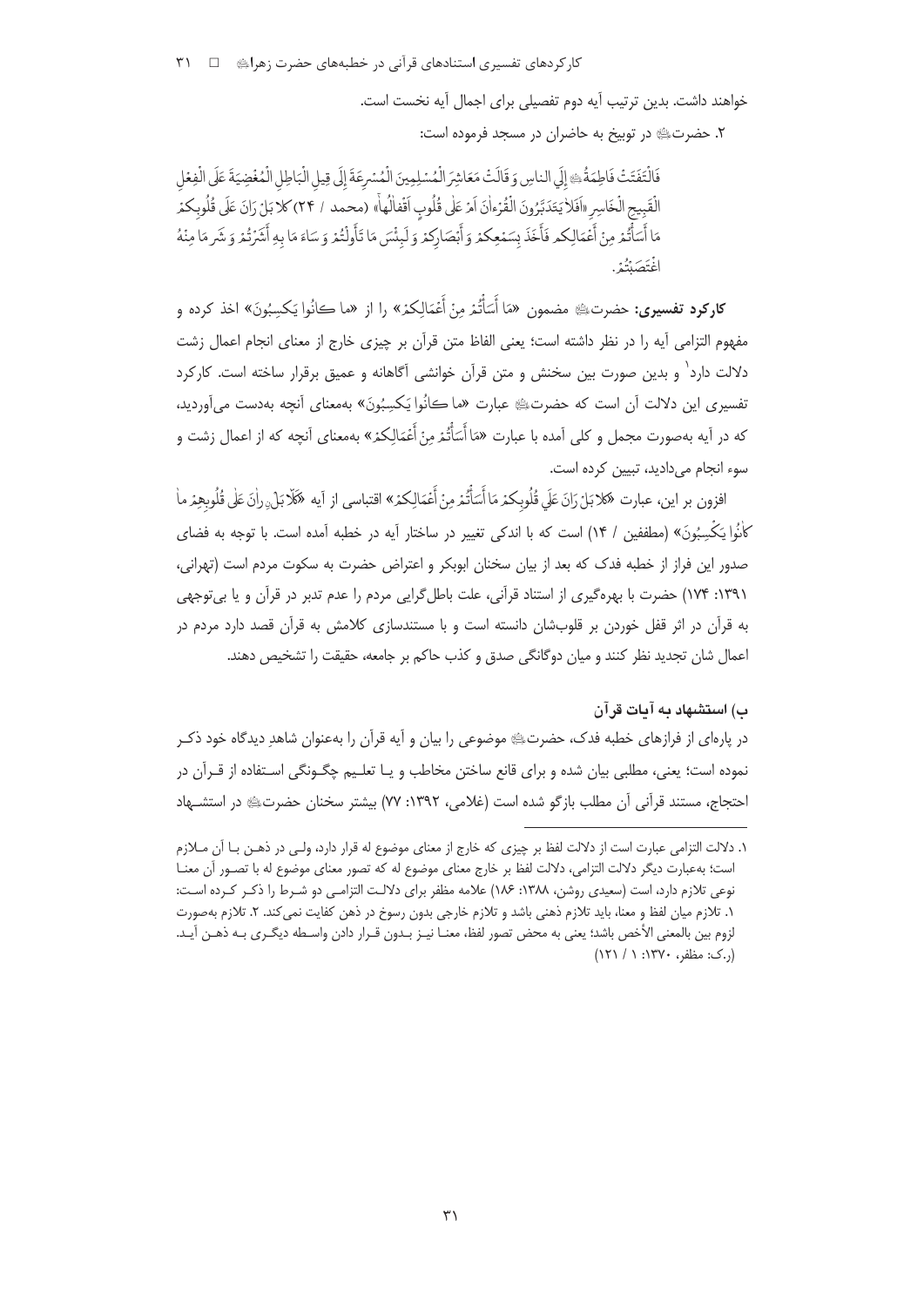خواهند داشت. بدین ترتیب آیه دوم تفصیلی برای اجمال آیه نخست است.

۲. حضرت‌ؑ در توبیخ به حاضران در مسجد فرموده است:

فَالْتَفَتَتْ فَاطِمَةُ ؑ إِلَى النَّاسِ وَ قَالَتْ مَعَاشِرَ الْمُسْلِمِينَ الْمُسْرِعَةَ إِلَى قِيلِ الْبَاطِلِ الْمُغْضِيَةَ عَلَى الْفِعْلِ الْقَبِيحِ الْخَاسِرِ «اَفَلا يَتَدَبَّرُونَ الْقُرْءانَ اَمْ عَلى قُلُوبٍ اَقْفالُها» (محمد / ۲۴) كلا بَلْ رَانَ عَلَى قُلُوبِكُمْ مَا أَسَأْتُمْ مِنْ أَعْمَالِكُم فَأَخَذَ بِسَمْعِكُمْ وَ أَبْصَارِكُمْ وَ لَبِئْسَ مَا تَأَوَّلْتُمْ وَ سَاءَ مَا بِهِ أَشَرْتُمْ وَ شَرَ مَا مِنْهُ اغْتَصَبْتُمْ.

**کارکرد تفسیری:** حضرت‌ؑ مضمون «مَا أَسَأْتُمْ مِنْ أَعْمَالِكُمْ» را از «ما كانُوا يَكسِبُونَ» اخذ کرده و مفهوم التزامی آیه را در نظر داشته است؛ یعنی الفاظ متن قرآن بر چیزی خارج از معنای انجام اعمال زشت دلالت دارد[1] و بدین صورت بین سخنش و متن قرآن خوانشی آگاهانه و عمیق برقرار ساخته است. کارکرد تفسیری این دلالت آن است که حضرت‌ؑ عبارت «ما كانُوا يَكسِبُونَ» به‌معنای آنچه به‌دست می‌آوردید، که در آیه به‌صورت مجمل و کلی آمده با عبارت «مَا أَسَأْتُمْ مِنْ أَعْمَالِكُمْ» به‌معنای آنچه که از اعمال زشت و سوء انجام می‌دادید، تبیین کرده است.

افزون بر این، عبارت «كلا بَلْ رَانَ عَلَى قُلُوبِكُمْ مَا أَسَأْتُمْ مِنْ أَعْمَالِكُمْ» اقتباسی از آیه «كَلّا بَل رانَ عَلى قُلوبِهِم ما كانُوا يَكسِبُونَ» (مطففین / ۱۴) است که با اندکی تغییر در ساختار آیه در خطبه آمده است. با توجه به فضای صدور این فراز از خطبه فدک که بعد از بیان سخنان ابوبکر و اعتراض حضرت به سکوت مردم است (تهرانی، ۱۳۹۱: ۱۷۴) حضرت با بهره‌گیری از استناد قرآنی، علت باطل‌گرایی مردم را عدم تدبر در قرآن و یا بی‌توجهی به قرآن در اثر قفل خوردن بر قلوبشان دانسته است و با مستندسازی کلامش به قرآن قصد دارد مردم در اعمال شان تجدید نظر کنند و میان دوگانگی صدق و کذب حاکم بر جامعه، حقیقت را تشخیص دهند.

### ب) استشهاد به آیات قرآن

در پاره‌ای از فرازهای خطبه فدک، حضرت‌ؑ موضوعی را بیان و آیه قرآن را به‌عنوان شاهدِ دیدگاه خود ذکر نموده است؛ یعنی، مطلبی بیان شده و برای قانع ساختن مخاطب و یـا تعلـیم چگـونگی اسـتفاده از قـرآن در احتجاج، مستند قرآنی آن مطلب بازگو شده است (غلامی، ۱۳۹۲: ۷۷) بیشتر سخنان حضرت‌ؑ در استشـهاد

---

[1] دلالت التزامی عبارت است از دلالت لفظ بر چیزی که خارج از معنای موضوع له قرار دارد، ولـی در ذهـن بـا آن مـلازم است؛ به‌عبارت دیگر دلالت التزامی، دلالت لفظ بر خارج معنای موضوع له که تصور معنای موضوع له با تصـور آن معنـا نوعی تلازم دارد، است (سعیدی روشن، ۱۳۸۸: ۱۸۶) علامه مظفر برای دلالـت التزامـی دو شـرط را ذکـر کـرده اسـت: ۱. تلازم میان لفظ و معنا، باید تلازم ذهنی باشد و تلازم خارجی بدون رسوخ در ذهن کفایت نمی‌کند. ۲. تلازم به‌صورت لزوم بین بالمعنی الأخص باشد؛ یعنی به محض تصور لفظ، معنـا نیـز بـدون قـرار دادن واسـطه دیگـری بـه ذهـن آیـد. (ر.ک: مظفر، ۱۳۷۰: ۱ / ۱۲۱)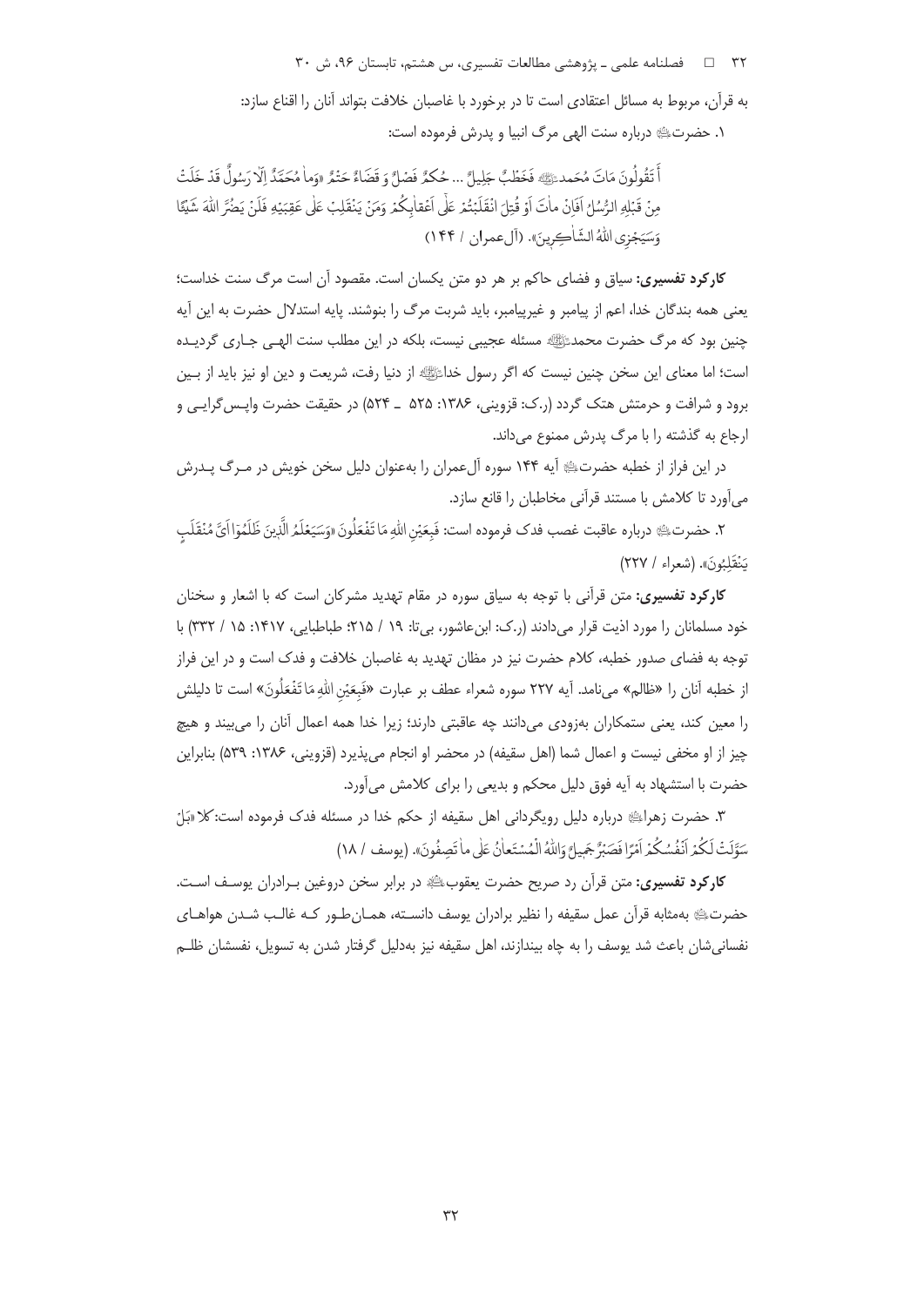به قرآن، مربوط به مسائل اعتقادی است تا در برخورد با غاصبان خلافت بتواند آنان را اقناع سازد:

۱. حضرت‌ﷺ درباره سنت الهی مرگ انبیا و پدرش فرموده است:

أَ تَقُولُونَ مَاتَ مُحَمدٌﷺ فَخَطْبٌ جَلِيلٌ ... حُكْمٌ فَصْلٌ وَ قَضَاءٌ حَتْمٌ «وَما مُحَمَّدٌ اِلّا رَسُولٌ قَدْ خَلَتْ مِنْ قَبْلِهِ الرُّسُلُ اَفَإِنْ ماتَ اَوْ قُتِلَ انْقَلَبْتُمْ عَلى اَعْقابِكُمْ وَمَنْ يَنْقَلِبْ عَلى عَقِبَيْهِ فَلَنْ يَضُرَّ اللهَ شَيْئًا وَسَيَجْزِى اللهُ الشّاكِرِينَ». (آل‌عمران / ۱۴۴)

**کارکرد تفسیری:** سیاق و فضای حاکم بر هر دو متن یکسان است. مقصود آن است مرگ سنت خداست؛ یعنی همه بندگان خدا، اعم از پیامبر و غیرپیامبر، باید شربت مرگ را بنوشند. پایه استدلال حضرت به این آیه چنین بود که مرگ حضرت محمدﷺ مسئله عجیبی نیست، بلکه در این مطلب سنت الهی جاری گردیده است؛ اما معنای این سخن چنین نیست که اگر رسول خداﷺ از دنیا رفت، شریعت و دین او نیز باید از بین برود و شرافت و حرمتش هتک گردد (ر.ک: قزوینی، ۱۳۸۶: ۵۲۵ ـ ۵۲۴) در حقیقت حضرت واپس‌گرایی و ارجاع به گذشته را با مرگ پدرش ممنوع می‌داند.

در این فراز از خطبه حضرت‌ﷺ آیه ۱۴۴ سوره آل‌عمران را به‌عنوان دلیل سخن خویش در مرگ پدرش می‌آورد تا کلامش با مستند قرآنی مخاطبان را قانع سازد.

۲. حضرت‌ﷺ درباره عاقبت غصب فدک فرموده است: فَبِعَيْنِ اللهِ مَا تَفْعَلُونَ «وَسَيَعْلَمُ الَّذِينَ ظَلَمُوا اَىَّ مُنْقَلَبٍ يَنْقَلِبُونَ». (شعراء / ۲۲۷)

**کارکرد تفسیری:** متن قرآنی با توجه به سیاق سوره در مقام تهدید مشرکان است که با اشعار و سخنان خود مسلمانان را مورد اذیت قرار می‌دادند (ر.ک: ابن‌عاشور، بی‌تا: ۱۹ / ۲۱۵؛ طباطبایی، ۱۴۱۷: ۱۵ / ۳۳۲) با توجه به فضای صدور خطبه، کلام حضرت نیز در مظان تهدید به غاصبان خلافت و فدک است و در این فراز از خطبه آنان را «ظالم» می‌نامد. آیه ۲۲۷ سوره شعراء عطف بر عبارت «فَبِعَيْنِ اللهِ مَا تَفْعَلُونَ» است تا دلیلش را معین کند، یعنی ستمکاران به‌زودی می‌دانند چه عاقبتی دارند؛ زیرا خدا همه اعمال آنان را می‌بیند و هیچ چیز از او مخفی نیست و اعمال شما (اهل سقیفه) در محضر او انجام می‌پذیرد (قزوینی، ۱۳۸۶: ۵۳۹) بنابراین حضرت با استشهاد به آیه فوق دلیل محکم و بدیعی را برای کلامش می‌آورد.

۳. حضرت زهراﷺ درباره دلیل رویگردانی اهل سقیفه از حکم خدا در مسئله فدک فرموده است: كلا «بَلْ سَوَّلَتْ لَكُمْ اَنْفُسُكُمْ اَمْرًا فَصَبْرٌ جَمِيلٌ وَاللهُ الْمُسْتَعانُ عَلى ما تَصِفُونَ». (یوسف / ۱۸)

**کارکرد تفسیری:** متن قرآن رد صریح حضرت یعقوبﷺ در برابر سخن دروغین برادران یوسف است. حضرتﷺ به‌مثابه قرآن عمل سقیفه را نظیر برادران یوسف دانسته، همان‌طور که غالب شدن هواهای نفسانی‌شان باعث شد یوسف را به چاه بیندازند، اهل سقیفه نیز به‌دلیل گرفتار شدن به تسویل، نفسشان ظلم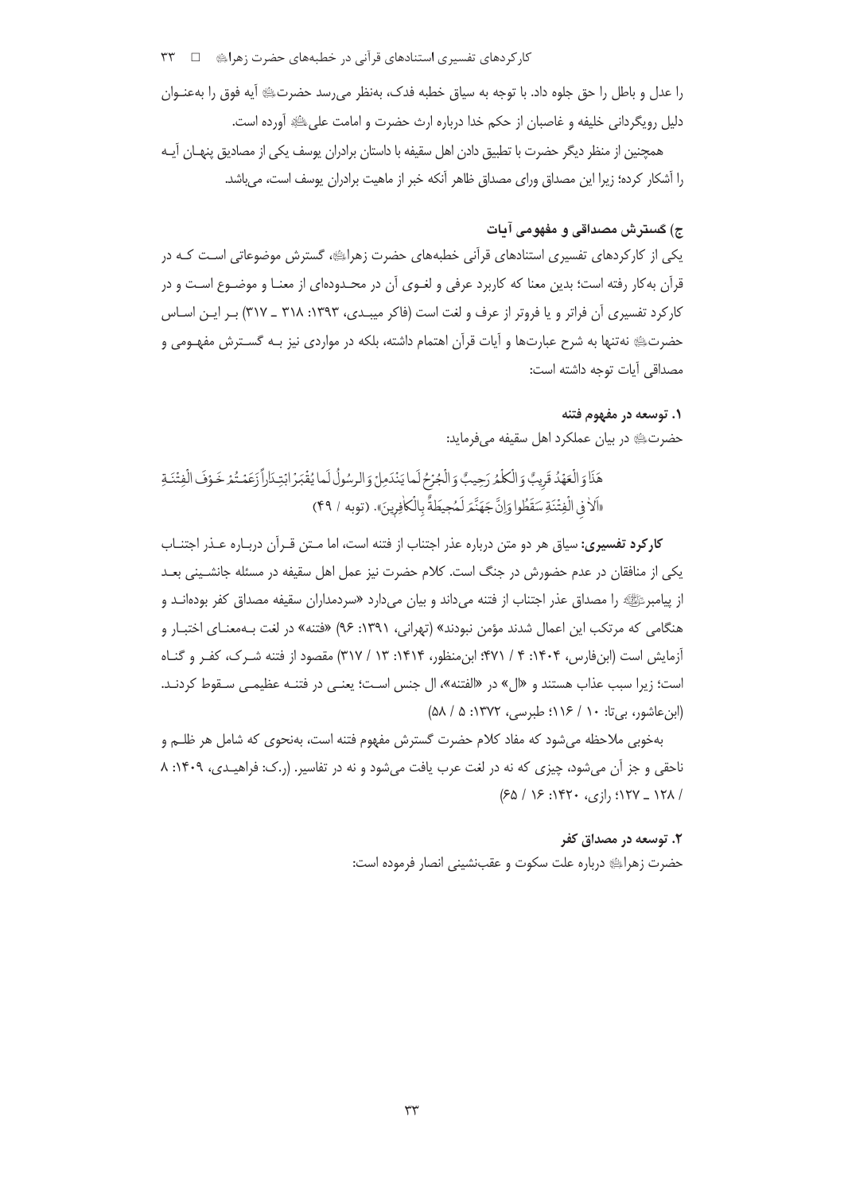را عدل و باطل را حق جلوه داد. با توجه به سیاق خطبه فدک، به‌نظر می‌رسد حضرت؟ع؟ آیه فوق را به‌عنوان دلیل رویگردانی خلیفه و غاصبان از حکم خدا درباره ارث حضرت و امامت علی؟ع؟ آورده است.

همچنین از منظر دیگر حضرت با تطبیق دادن اهل سقیفه با داستان برادران یوسف یکی از مصادیق پنهان آیه را آشکار کرده؛ زیرا این مصداق ورای مصداق ظاهر آنکه خبر از ماهیت برادران یوسف است، می‌باشد.

### ج) گسترش مصداقی و مفهومی آیات

یکی از کارکردهای تفسیری استنادهای قرآنی خطبه‌های حضرت زهرا؟ع؟، گسترش موضوعاتی است که در قرآن به‌کار رفته است؛ بدین معنا که کاربرد عرفی و لغوی آن در محدوده‌ای از معنا و موضوع است و در کارکرد تفسیری آن فراتر و یا فروتر از عرف و لغت است (فاکر میبدی، ۱۳۹۳: ۳۱۸ ـ ۳۱۷) بر این اساس حضرت؟ع؟ نه‌تنها به شرح عبارت‌ها و آیات قرآن اهتمام داشته، بلکه در مواردی نیز بـه گسترش مفهومی و مصداقی آیات توجه داشته است:

#### ۱. توسعه در مفهوم فتنه

حضرت؟ع؟ در بیان عملکرد اهل سقیفه می‌فرماید:

هَذَا وَ الْعَهْدُ قَرِيبٌ وَ الْكَلْمُ رَحِيبٌ وَ الْجُرْحُ لَمَّا يَنْدَمِلْ وَ الرسُولُ لَمَّا يُقْبَرْ ابْتِدَاراً زَعَمْتُمْ خَوْفَ الْفِتْنَةِ «أَلاٰ فِي الْفِتْنَةِ سَقَطُوا وَإِنَّ جَهَنَّمَ لَمُحِيطَةٌ بِالْكَافِرِينَ». (توبه / ۴۹)

**کارکرد تفسیری:** سیاق هر دو متن درباره عذر اجتناب از فتنه است، اما متن قرآن درباره عذر اجتناب یکی از منافقان در عدم حضورش در جنگ است. کلام حضرت نیز عمل اهل سقیفه در مسئله جانشینی بعد از پیامبر؟ص؟ را مصداق عذر اجتناب از فتنه می‌داند و بیان می‌دارد «سردمداران سقیفه مصداق کفر بوده‌اند و هنگامی که مرتکب این اعمال شدند مؤمن نبودند» (تهرانی، ۱۳۹۱: ۹۶) «فتنه» در لغت به‌معنای اختبار و آزمایش است (ابن‌فارس، ۱۴۰۴: ۴ / ۴۷۱؛ ابن‌منظور، ۱۴۱۴: ۱۳ / ۳۱۷) مقصود از فتنه شرک، کفر و گناه است؛ زیرا سبب عذاب هستند و «ال» در «الفتنه»، ال جنس است؛ یعنی در فتنه عظیمی سقوط کردند. (ابن‌عاشور، بی‌تا: ۱۰ / ۱۱۶؛ طبرسی، ۱۳۷۲: ۵ / ۵۸)

به‌خوبی ملاحظه می‌شود که مفاد کلام حضرت گسترش مفهوم فتنه است، به‌نحوی که شامل هر ظلم و ناحقی و جز آن می‌شود، چیزی که نه در لغت عرب یافت می‌شود و نه در تفاسیر. (ر.ک: فراهیدی، ۱۴۰۹: ۸ / ۱۲۸ ـ ۱۲۷؛ رازی، ۱۴۲۰: ۱۶ / ۶۵)

#### ۲. توسعه در مصداق کفر

حضرت زهرا؟ع؟ درباره علت سکوت و عقب‌نشینی انصار فرموده است: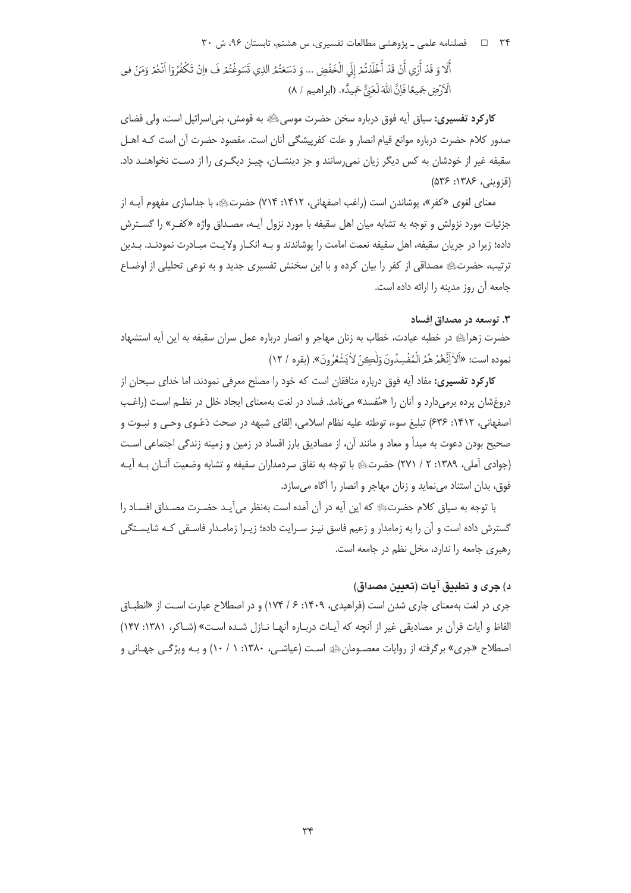أَلَا وَ قَدْ أَرَى أَنْ قَدْ أَخْلَدْتُمْ إِلَى الْخَفْضِ ... وَ دَسَعْتُمُ الذِي تَسَوغْتُمْ فَـ «اِنْ تَكْفُرُوا اَنْتُمْ وَمَنْ فى الْاَرْضِ جَمِيعًا فَاِنَّ اللّهَ لَغَنِىٌّ حَمِيدٌ». (ابراهیم / ۸)

**کارکرد تفسیری:** سیاق آیه فوق درباره سخن حضرت موسی علیه السلام به قومش، بنی‌اسرائیل است، ولی فضای صدور کلام حضرت درباره موانع قیام انصار و علت کفرپیشگی آنان است. مقصود حضرت آن است کـه اهـل سقیفه غیر از خودشان به کس دیگر زیان نمی‌رسانند و جز دینشـان، چیـز دیگـری را از دسـت نخواهنـد داد. (قزوینی، ۱۳۸۶: ۵۳۶)

معنای لغوی «کفر»، پوشاندن است (راغب اصفهانی، ۱۴۱۲: ۷۱۴) حضرت علیها السلام، با جداسازی مفهوم آیـه از جزئیات مورد نزولش و توجه به تشابه میان اهل سقیفه با مورد نزول آیـه، مصـداق واژه «کفـر» را گسـترش داده؛ زیرا در جریان سقیفه، اهل سقیفه نعمت امامت را پوشاندند و بـه انکـار ولایـت مبـادرت نمودنـد. بـدین ترتیب، حضرت علیها السلام مصداقی از کفر را بیان کرده و با این سخنش تفسیری جدید و به نوعی تحلیلی از اوضـاع جامعه آن روز مدینه را ارائه داده است.

### ۳. توسعه در مصداق اِفساد

حضرت زهرا علیها السلام در خطبه عیادت، خطاب به زنان مهاجر و انصار درباره عمل سران سقیفه به این آیه استشهاد نموده است: «اَلاٰ اِنَّهُمْ هُمُ الْمُفْسِدُونَ وَلٰكِنْ لاٰيَشْعُرُونَ». (بقره / ۱۲)

**کارکرد تفسیری:** مفاد آیه فوق درباره منافقان است که خود را مصلح معرفی نمودند، اما خدای سبحان از دروغ‌شان پرده برمی‌دارد و آنان را «مُفسد» می‌نامد. فساد در لغت به‌معنای ایجاد خلل در نظـم اسـت (راغـب اصفهانی، ۱۴۱۲: ۶۳۶) تبلیغ سوء، توطئه علیه نظام اسلامی، اِلقای شبهه در صحت دَعْـوی وحـی و نبـوت و صحیح بودن دعوت به مبدأ و معاد و مانند آن، از مصادیق بارز افساد در زمین و زمینه زندگی اجتماعی اسـت (جوادی آملی، ۱۳۸۹: ۲ / ۲۷۱) حضرت علیها السلام با توجه به نفاق سردمداران سقیفه و تشابه وضعیت آنـان بـه آیـه فوق، بدان استناد می‌نماید و زنان مهاجر و انصار را آگاه می‌سازد.

با توجه به سیاق کلام حضرت علیها السلام که این آیه در آن آمده است به‌نظر می‌آیـد حضـرت مصـداق افسـاد را گسترش داده است و آن را به زمامدار و زعیم فاسق نیـز سـرایت داده؛ زیـرا زمامـدار فاسـقی کـه شایسـتگی رهبری جامعه را ندارد، مخل نظم در جامعه است.

## د) جری و تطبیق آیات (تعیین مصداق)

جری در لغت به‌معنای جاری شدن است (فراهیدی، ۱۴۰۹: ۶ / ۱۷۴) و در اصطلاح عبارت اسـت از «انطبـاق الفاظ و آیات قرآن بر مصادیقی غیر از آنچه که آیـات دربـاره آنهـا نـازل شـده اسـت» (شـاکر، ۱۳۸۱: ۱۴۷) اصطلاح «جری» برگرفته از روایات معصـومان علیهم السلام اسـت (عیاشـی، ۱۳۸۰: ۱ / ۱۰) و بـه ویژگـی جهـانی و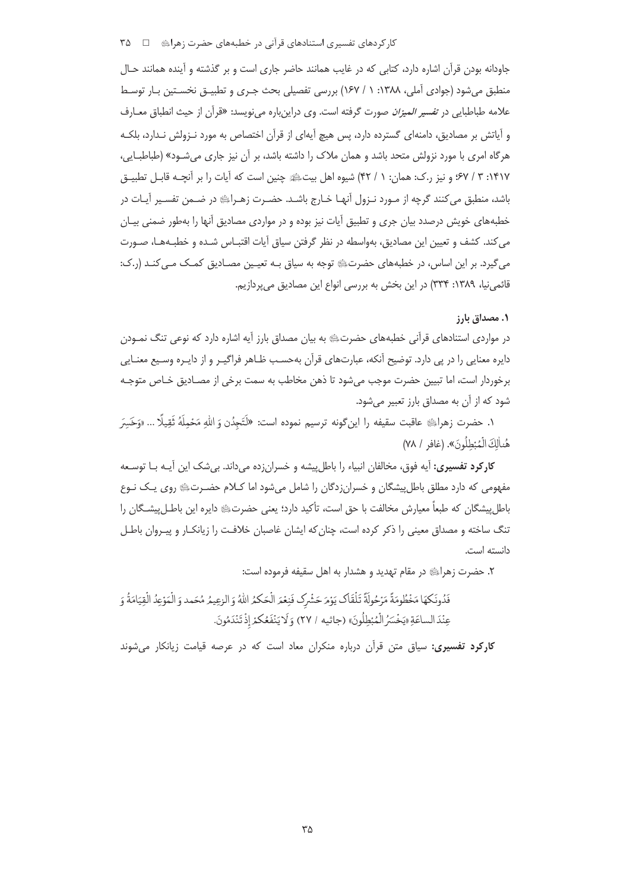جاودانه بودن قرآن اشاره دارد، کتابی که در غایب همانند حاضر جاری است و بر گذشته و آینده همانند حال منطبق می‌شود (جوادی آملی، ۱۳۸۸: ۱ / ۱۶۷) بررسی تفصیلی بحث جری و تطبیق نخستین بار توسط علامه طباطبایی در *تفسیر المیزان* صورت گرفته است. وی دراین‌باره می‌نویسد: «قرآن از حیث انطباق معارف و آیاتش بر مصادیق، دامنه‌ای گسترده دارد، پس هیچ آیه‌ای از قرآن اختصاص به مورد نزولش ندارد، بلکه هرگاه امری با مورد نزولش متحد باشد و همان ملاک را داشته باشد، بر آن نیز جاری می‌شود» (طباطبایی، ۱۴۱۷: ۳ / ۶۷؛ و نیز ر.ک: همان: ۱ / ۴۲) شیوه اهل بیت﷨ چنین است که آیات را بر آنچه قابل تطبیق باشد، منطبق می‌کنند گرچه از مورد نزول آنها خارج باشد. حضرت زهرا﷤ در ضمن تفسیر آیات در خطبه‌های خویش درصدد بیان جری و تطبیق آیات نیز بوده و در مواردی مصادیق آنها را به‌طور ضمنی بیان می‌کند. کشف و تعیین این مصادیق، به‌واسطه در نظر گرفتن سیاق آیات اقتباس شده و خطبه‌ها، صورت می‌گیرد. بر این اساس، در خطبه‌های حضرت﷤ توجه به سیاق به تعیین مصادیق کمک می‌کند (ر.ک: قائمی‌نیا، ۱۳۸۹: ۳۳۴) در این بخش به بررسی انواع این مصادیق می‌پردازیم.

### ۱. مصداق بارز

در مواردی استنادهای قرآنی خطبه‌های حضرت﷤ به بیان مصداق بارز آیه اشاره دارد که نوعی تنگ نمودن دایره معنایی را در پی دارد. توضیح آنکه، عبارت‌های قرآن به‌حسب ظاهر فراگیر و از دایره وسیع معنایی برخوردار است، اما تبیین حضرت موجب می‌شود تا ذهن مخاطب به سمت برخی از مصادیق خاص متوجه شود که از آن به مصداق بارز تعبیر می‌شود.

۱. حضرت زهرا﷤ عاقبت سقیفه را این‌گونه ترسیم نموده است: «لَتَجِدُن وَ اللهِ مَحمِلَهُ ثَقِیلًا ... «وَخَسِرَ هُنالِكَ الْمُبْطِلُونَ». (غافر / ۷۸)

**کارکرد تفسیری:** آیه فوق، مخالفان انبیاء را باطل‌پیشه و خسران‌زده می‌داند. بی‌شک این آیه با توسعه مفهومی که دارد مطلق باطل‌پیشگان و خسران‌زدگان را شامل می‌شود اما کلام حضرت﷤ روی یک نوع باطل‌پیشگان که طبعاً معیارش مخالفت با حق است، تأکید دارد؛ یعنی حضرت﷤ دایره این باطل‌پیشگان را تنگ ساخته و مصداق معینی را ذکر کرده است، چنان‌که ایشان غاصبان خلافت را زیانکار و پیروان باطل دانسته است.

۲. حضرت زهرا﷤ در مقام تهدید و هشدار به اهل سقیفه فرموده است:

فَدُونَکَها مَخْطُومَةً مَرْحُولَةً تَلْقَاک یَوْمَ حَشْرِک فَنِعْمَ الْحَکَمُ اللهُ وَ الزعِیمُ مُحَمد وَ الْمَوْعِدُ الْقِیَامَةُ وَ عِنْدَ الساعَةِ «یَخْسَرُ الْمُبْطِلُونَ» (جاثیه / ۲۷) وَ لَا یَنْفَعُکمْ إِذْ تَنْدَمُونَ.

**کارکرد تفسیری:** سیاق متن قرآن درباره منکران معاد است که در عرصه قیامت زیانکار می‌شوند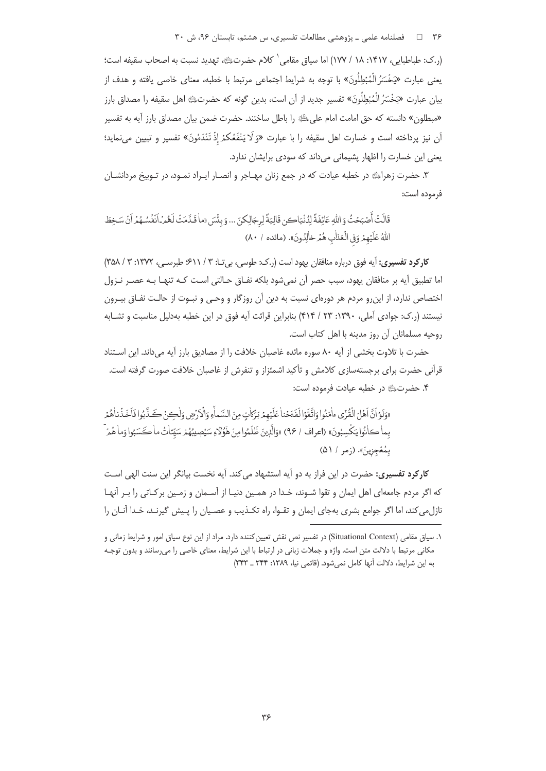(ر.ک: طباطبایی، ۱۴۱۷: ۱۸ / ۱۷۷) اما سیاق مقامی[۱] کلام حضرت، تهدید نسبت به اصحاب سقیفه است؛ یعنی عبارت «یَخْسَرُ الْمُبْطِلُونَ» با توجه به شرایط اجتماعی مرتبط با خطبه، معنای خاصی یافته و هدف از بیان عبارت «یَخْسَرُ الْمُبْطِلُونَ» تفسیر جدید از آن است، بدین گونه که حضرت اهل سقیفه را مصداق بارز «مبطلون» دانسته که حق امامت امام علی را باطل ساختند. حضرت ضمن بیان مصداق بارز آیه به تفسیر آن نیز پرداخته است و خسارت اهل سقیفه را با عبارت «وَ لَا یَنْفَعُکُمْ إِذْ تَنْدَمُونَ» تفسیر و تبیین می‌نماید؛ یعنی این خسارت را اظهار پشیمانی می‌داند که سودی برایشان ندارد.

۳. حضرت زهرا در خطبه عیادت که در جمع زنان مهاجر و انصار ایراد نمود، در توبیخ مردانشان فرموده است:

قَالَتْ أَصْبَحْتُ وَ اللهِ عَائِفَةً لِدُنْیَاکِن قَالِیَةً لِرِجَالِکِنَ ... وَ بِئْسَ «ما قَدَّمَتْ لَهُمْ أَنْفُسُهُمْ أَنْ سَخِطَ اللهُ عَلَیْهِمْ وَفِی الْعَذابِ هُمْ خالِدُونَ». (مائده / ۸۰)

**کارکرد تفسیری:** آیه فوق درباره منافقان یهود است (ر.ک: طوسی، بی‌تا: ۳ / ۶۱۱؛ طبرسی، ۱۳۷۲: ۳ / ۳۵۸) اما تطبیق آیه بر منافقان یهود، سبب حصر آن نمی‌شود بلکه نفاق حالتی است که تنها به عصر نزول اختصاص ندارد، از این‌رو مردم هر دوره‌ای نسبت به دین آن روزگار و وحی و نبوت از حالت نفاق بیرون نیستند (ر.ک: جوادی آملی، ۱۳۹۰: ۲۳ / ۴۱۴) بنابراین قرائت آیه فوق در این خطبه به‌دلیل مناسبت و تشابه روحیه مسلمانان آن روز مدینه با اهل کتاب است.

حضرت با تلاوت بخشی از آیه ۸۰ سوره مائده غاصبان خلافت را از مصادیق بارز آیه می‌داند. این استناد قرآنی حضرت برای برجسته‌سازی کلامش و تأکید اشمئزاز و تنفرش از غاصبان خلافت صورت گرفته است.

۴. حضرت در خطبه عیادت فرموده است:

«وَلَوْ أَنَّ أَهْلَ الْقُرَى آمَنُوا وَاتَّقَوْا لَفَتَحْنا عَلَیْهِمْ بَرَکاتٍ مِنَ السَّماءِ وَالْأَرْضِ وَلٰکِنْ کَذَّبُوا فَأَخَذْناهُمْ بِما کانُوا یَکْسِبُونَ» (اعراف / ۹۶) «وَالَّذِینَ ظَلَمُوا مِنْ هٰؤُلاءِ سَیُصِیبُهُمْ سَیِّئاتُ ما کَسَبُوا وَما هُمْ بِمُعْجِزِینَ». (زمر / ۵۱)

**کارکرد تفسیری:** حضرت در این فراز به دو آیه استشهاد می‌کند. آیه نخست بیانگر این سنت الهی است که اگر مردم جامعه‌ای اهل ایمان و تقوا شوند، خدا در همین دنیا از آسمان و زمین برکاتی را بر آنها نازل می‌کند، اما اگر جوامع بشری به‌جای ایمان و تقوا، راه تکذیب و عصیان را پیش گیرند، خدا آنان را

---

۱. سیاق مقامی (Situational Context) در تفسیر نص نقش تعیین‌کننده دارد. مراد از این نوع سیاق امور و شرایط زمانی و مکانی مرتبط با دلالت متن است. واژه و جملات زبانی در ارتباط با این شرایط، معنای خاصی را می‌رسانند و بدون توجه به این شرایط، دلالت آنها کامل نمی‌شود. (قائمی نیا، ۱۳۸۹: ۳۴۴ ـ ۳۴۳)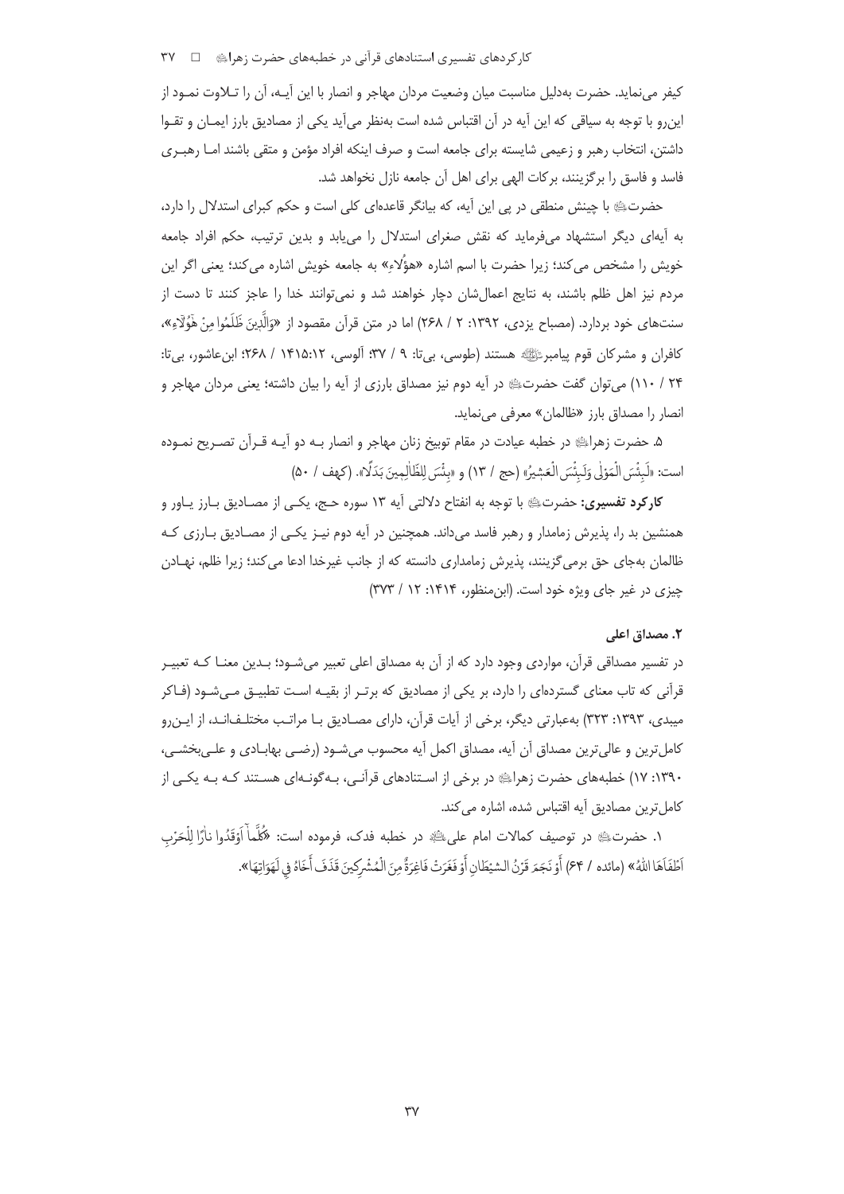کیفر می‌نماید. حضرت به‌دلیل مناسبت میان وضعیت مردان مهاجر و انصار با این آیـه، آن را تـلاوت نمـود از این‌رو با توجه به سیاقی که این آیه در آن اقتباس شده است به‌نظر می‌آید یکی از مصادیق بارز ایمـان و تقـوا داشتن، انتخاب رهبر و زعیمی شایسته برای جامعه است و صرف اینکه افراد مؤمن و متقی باشند امـا رهبـری فاسد و فاسق را برگزینند، برکات الهی برای اهل آن جامعه نازل نخواهد شد.

حضرتؑ با چینش منطقی در پی این آیه، که بیانگر قاعده‌ای کلی است و حکم کبرای استدلال را دارد، به آیه‌ای دیگر استشهاد می‌فرماید که نقش صغرای استدلال را می‌یابد و بدین ترتیب، حکم افراد جامعه خویش را مشخص می‌کند؛ زیرا حضرت با اسم اشاره «هؤُلاءِ» به جامعه خویش اشاره می‌کند؛ یعنی اگر این مردم نیز اهل ظلم باشند، به نتایج اعمال‌شان دچار خواهند شد و نمی‌توانند خدا را عاجز کنند تا دست از سنت‌های خود بردارد. (مصباح یزدی، ۱۳۹۲: ۲ / ۲۶۸) اما در متن قرآن مقصود از «وَالَّذِينَ ظَلَمُوا مِنْ هَٰؤُلَاءِ»، کافران و مشرکان قوم پیامبرﷺ هستند (طوسی، بی‌تا: ۹ / ۳۷؛ آلوسی، ۱۴۱۵:۱۲ / ۲۶۸؛ ابن‌عاشور، بی‌تا: ۲۴ / ۱۱۰) می‌توان گفت حضرتؑ در آیه دوم نیز مصداق بارزی از آیه را بیان داشته؛ یعنی مردان مهاجر و انصار را مصداق بارز «ظالمان» معرفی می‌نماید.

۵. حضرت زهراؑ در خطبه عیادت در مقام توبیخ زنان مهاجر و انصار بـه دو آیـه قـرآن تصـریح نمـوده است: «لَبِئْسَ الْمَوْلَىٰ وَلَبِئْسَ الْعَشِيرُ» (حج / ۱۳) و «بِئْسَ لِلظَّالِمِينَ بَدَلًا». (کهف / ۵۰)

**کارکرد تفسیری:** حضرتؑ با توجه به انفتاح دلالتی آیه ۱۳ سوره حـج، یکـی از مصـادیق بـارز یـاور و همنشین بد را، پذیرش زمامدار و رهبر فاسد می‌داند. همچنین در آیه دوم نیـز یکـی از مصـادیق بـارزی کـه ظالمان به‌جای حق برمی‌گزینند، پذیرش زمامداری دانسته که از جانب غیرخدا ادعا می‌کند؛ زیرا ظلم، نهـادن چیزی در غیر جای ویژه خود است. (ابن‌منظور، ۱۴۱۴: ۱۲ / ۳۷۳)

### ۲. مصداق اعلی

در تفسیر مصداقی قرآن، مواردی وجود دارد که از آن به مصداق اعلی تعبیر می‌شـود؛ بـدین معنـا کـه تعبیـر قرآنی که تاب معنای گسترده‌ای را دارد، بر یکی از مصادیق که برتـر از بقیـه اسـت تطبیـق مـی‌شـود (فـاکر میبدی، ۱۳۹۳: ۳۲۳) به‌عبارتی دیگر، برخی از آیات قرآن، دارای مصـادیق بـا مراتـب مختلـف‌انـد، از ایـن‌رو کامل‌ترین و عالی‌ترین مصداق آن آیه، مصداق اکمل آیه محسوب می‌شـود (رضـی بهابـادی و علـی‌بخشـی، ۱۳۹۰: ۱۷) خطبه‌های حضرت زهراؑ در برخی از اسـتنادهای قرآنـی، بـه‌گونـه‌ای هسـتند کـه بـه یکـی از کامل‌ترین مصادیق آیه اقتباس شده، اشاره می‌کند.

۱. حضرتؑ در توصیف کمالات امام علیؑ در خطبه فدک، فرموده است: «كُلَّمَا أَوْقَدُوا نَارًا لِلْحَرْبِ أَطْفَأَهَا اللَّهُ» (مائده / ۶۴) أَوْ نَجَمَ قَرْنُ الشيْطَانِ أَوْ فَغَرَتْ فَاغِرَةٌ مِنَ الْمُشْرِكِينَ قَذَفَ أَخَاهُ فِي لَهَوَاتِهَا».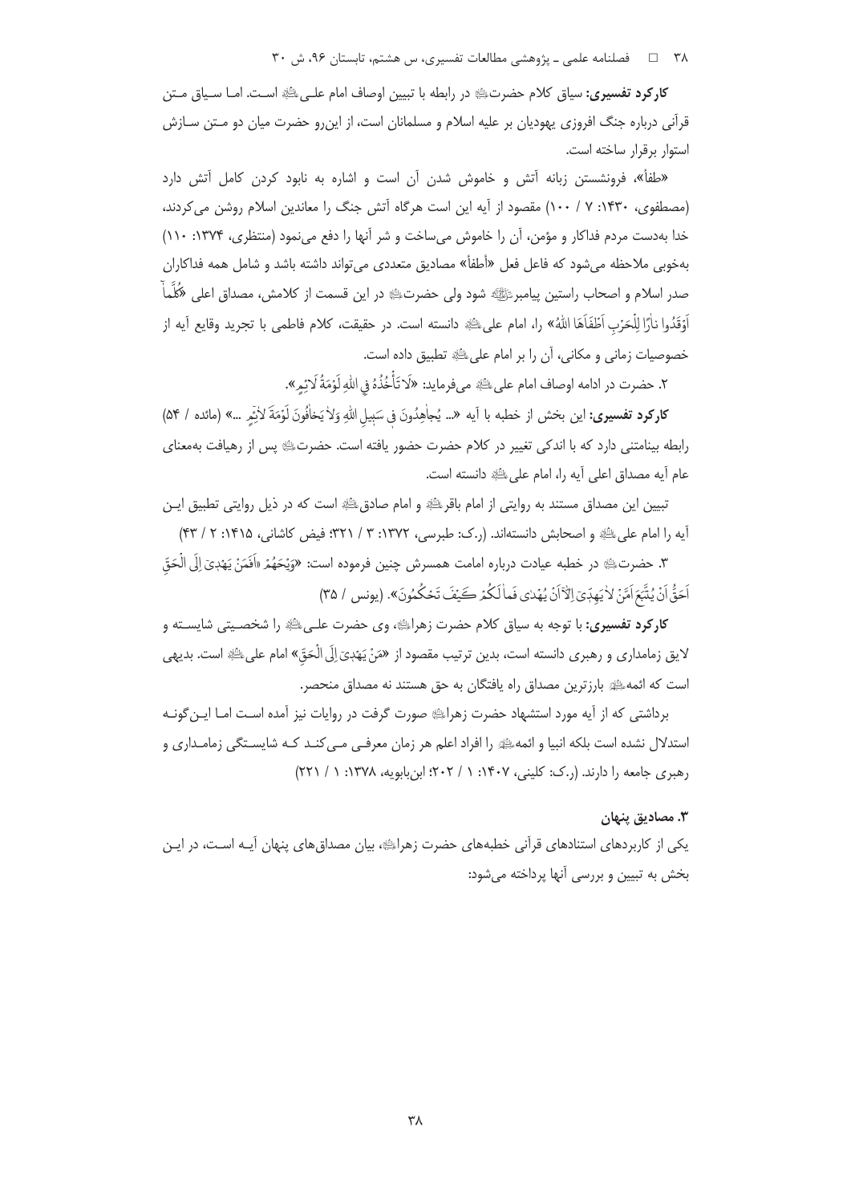**کارکرد تفسیری:** سیاق کلام حضرت﴿ع﴾ در رابطه با تبیین اوصاف امام علی﴿ع﴾ است. اما سیاق متن قرآنی درباره جنگ افروزی یهودیان بر علیه اسلام و مسلمانان است، از این‌رو حضرت میان دو متن سازش استوار برقرار ساخته است.

«طفأ»، فرونشستن زبانه آتش و خاموش شدن آن است و اشاره به نابود کردن کامل آتش دارد (مصطفوی، ۱۴۳۰: ۷ / ۱۰۰) مقصود از آیه این است هرگاه آتش جنگ را معاندین اسلام روشن می‌کردند، خدا به‌دست مردم فداکار و مؤمن، آن را خاموش می‌ساخت و شر آنها را دفع می‌نمود (منتظری، ۱۳۷۴: ۱۱۰) به‌خوبی ملاحظه می‌شود که فاعل فعل «أطفأ» مصادیق متعددی می‌تواند داشته باشد و شامل همه فداکاران صدر اسلام و اصحاب راستین پیامبر﴿ص﴾ شود ولی حضرت﴿س﴾ در این قسمت از کلامش، مصداق اعلی «كُلَّمَآ اَوْقَدُوا نارًا لِلْحَرْبِ اَطْفَاَهَا اللّٰهُ» را، امام علی﴿ع﴾ دانسته است. در حقیقت، کلام فاطمی با تجرید وقایع آیه از خصوصیات زمانی و مکانی، آن را بر امام علی﴿ع﴾ تطبیق داده است.

۲. حضرت در ادامه اوصاف امام علی﴿ع﴾ می‌فرماید: «لَا تَأْخُذُهُ فِي اللّٰهِ لَوْمَةُ لَائِمٍ».

**کارکرد تفسیری:** این بخش از خطبه با آیه «... يُجاهِدُونَ فِي سَبِيلِ اللّٰهِ وَلاٰ يَخافُونَ لَوْمَةَ لاٰئِمٍ ...» (مائده / ۵۴) رابطه بینامتنی دارد که با اندکی تغییر در کلام حضرت حضور یافته است. حضرت﴿س﴾ پس از رهیافت به‌معنای عام آیه مصداق اعلی آیه را، امام علی﴿ع﴾ دانسته است.

تبیین این مصداق مستند به روایتی از امام باقر﴿ع﴾ و امام صادق﴿ع﴾ است که در ذیل روایتی تطبیق این آیه را امام علی﴿ع﴾ و اصحابش دانسته‌اند. (ر.ک: طبرسی، ۱۳۷۲: ۳ / ۳۲۱؛ فیض کاشانی، ۱۴۱۵: ۲ / ۴۳)

۳. حضرت﴿س﴾ در خطبه عیادت درباره امامت همسرش چنین فرموده است: «وَيْحَهُمْ «اَفَمَنْ يَهْدِيَ اِلَى الْحَقِّ اَحَقُّ اَنْ يُتَّبَعَ اَمَّنْ لاٰ يَهِدّيَ اِلاّٰ اَنْ يُهْدٰى فَما لَكُمْ كَيْفَ تَحْكُمُونَ». (یونس / ۳۵)

**کارکرد تفسیری:** با توجه به سیاق کلام حضرت زهرا﴿س﴾، وی حضرت علی﴿ع﴾ را شخصیتی شایسته و لایق زمامداری و رهبری دانسته است، بدین ترتیب مقصود از «مَنْ يَهْدِيَ اِلَى الْحَقِّ» امام علی﴿ع﴾ است. بدیهی است که ائمه﴿ع﴾ بارزترین مصداق راه یافتگان به حق هستند نه مصداق منحصر.

برداشتی که از آیه مورد استشهاد حضرت زهرا﴿س﴾ صورت گرفت در روایات نیز آمده است اما این‌گونه استدلال نشده است بلکه انبیا و ائمه﴿ع﴾ را افراد اعلم هر زمان معرفی می‌کند که شایستگی زمامداری و رهبری جامعه را دارند. (ر.ک: کلینی، ۱۴۰۷: ۱ / ۲۰۲؛ ابن‌بابویه، ۱۳۷۸: ۱ / ۲۲۱)

### ۳. مصادیق پنهان

یکی از کاربردهای استنادهای قرآنی خطبه‌های حضرت زهرا﴿س﴾، بیان مصداق‌های پنهان آیه است، در این بخش به تبیین و بررسی آنها پرداخته می‌شود: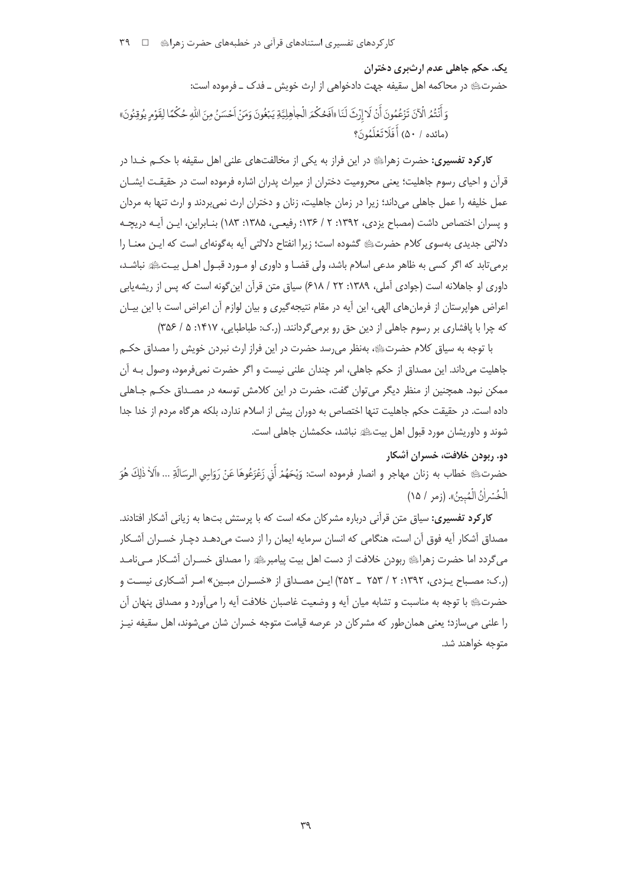### یک. حکم جاهلی عدم ارث‌بری دختران

حضرت ﷺ در محاکمه اهل سقیفه جهت دادخواهی از ارث خویش ـ فدک ـ فرموده است:

وَأَنْتُمُ الْآنَ تَزْعُمُونَ أَنْ لَا إِرْثَ لَنَا «اَفَحُكْمَ الْجاهِلِيَّةِ يَبْغُونَ وَمَنْ اَحْسَنُ مِنَ اللهِ حُكْمًا لِقَوْمٍ يُوقِنُونَ» (مائده / ۵۰) أَفَلَا تَعْلَمُونَ؟

**کارکرد تفسیری:** حضرت زهرا ﷺ در این فراز به یکی از مخالفت‌های علنی اهل سقیفه با حکـم خـدا در قرآن و احیای رسوم جاهلیت؛ یعنی محرومیت دختران از میراث پدران اشاره فرموده است در حقیقـت ایشـان عمل خلیفه را عمل جاهلی می‌داند؛ زیرا در زمان جاهلیت، زنان و دختران ارث نمی‌بردند و ارث تنها به مردان و پسران اختصاص داشت (مصباح یزدی، ۱۳۹۲: ۲ / ۱۳۶؛ رفیعـی، ۱۳۸۵: ۱۸۳) بنـابراین، ایـن آیـه دریچـه دلالتی جدیدی به‌سوی کلام حضرت ﷺ گشوده است؛ زیرا انفتاح دلالتی آیه به‌گونه‌ای است که ایـن معنـا را برمی‌تابد که اگر کسی به ظاهر مدعی اسلام باشد، ولی قضـا و داوری او مـورد قبـول اهـل بیـت ﷺ نباشـد، داوری او جاهلانه است (جوادی آملی، ۱۳۸۹: ۲۲ / ۶۱۸) سیاق متن قرآن این‌گونه است که پس از ریشه‌یابی اعراض هواپرستان از فرمان‌های الهی، این آیه در مقام نتیجه‌گیری و بیان لوازم آن اعراض است با این بیـان که چرا با پافشاری بر رسوم جاهلی از دین حق رو برمی‌گردانند. (ر.ک: طباطبایی، ۱۴۱۷: ۵ / ۳۵۶)

با توجه به سیاق کلام حضرت ﷺ، به‌نظر می‌رسد حضرت در این فراز ارث نبردن خویش را مصداق حکـم جاهلیت می‌داند. این مصداق از حکم جاهلی، امر چندان علنی نیست و اگر حضرت نمی‌فرمود، وصول بـه آن ممکن نبود. همچنین از منظر دیگر می‌توان گفت، حضرت در این کلامش توسعه در مصـداق حکـم جـاهلی داده است. در حقیقت حکم جاهلیت تنها اختصاص به دوران پیش از اسلام ندارد، بلکه هرگاه مردم از خدا جدا شوند و داوریشان مورد قبول اهل بیت ﷺ نباشد، حکمشان جاهلی است.

### دو. ربودن خلافت، خسران آشکار

حضرت ﷺ خطاب به زنان مهاجر و انصار فرموده است: وَيْحَهُمْ أَنِّي زَعْزَعُوهَا عَنْ رَوَاسِي الرِسَالَةِ ... «اَلا ذٰلِكَ هُوَ الْخُسْرانُ الْمُبِينُ». (زمر / ۱۵)

**کارکرد تفسیری:** سیاق متن قرآنی درباره مشرکان مکه است که با پرستش بت‌ها به زیانی آشکار افتادند. مصداق آشکار آیه فوق آن است، هنگامی که انسان سرمایه ایمان را از دست می‌دهـد دچـار خسـران آشـکار می‌گردد اما حضرت زهرا ﷺ ربودن خلافت از دست اهل بیت پیامبر ﷺ را مصداق خسـران آشـکار مـی‌نامـد (ر.ک: مصـباح یـزدی، ۱۳۹۲: ۲ / ۲۵۳ ـ ۲۵۲) ایـن مصـداق از «خسـران مبـین» امـر آشـکاری نیسـت و حضرت ﷺ با توجه به مناسبت و تشابه میان آیه و وضعیت غاصبان خلافت آیه را می‌آورد و مصداق پنهان آن را علنی می‌سازد؛ یعنی همان‌طور که مشرکان در عرصه قیامت متوجه خسران شان می‌شوند، اهل سقیفه نیـز متوجه خواهند شد.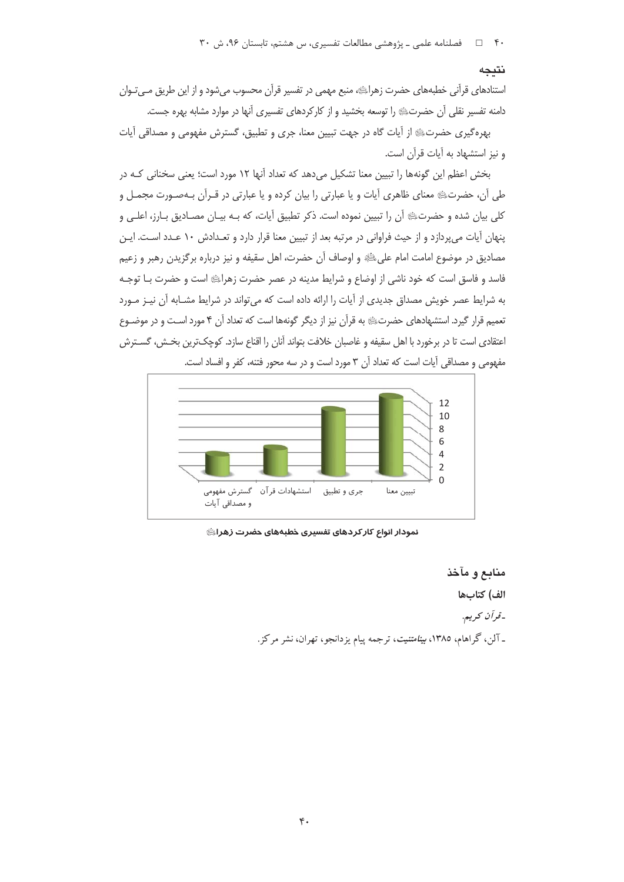## نتیجه

استنادهای قرآنی خطبه‌های حضرت زهراؑ، منبع مهمی در تفسیر قرآن محسوب می‌شود و از این طریق مـی‌تـوان دامنه تفسیر نقلی آن حضرتؑ را توسعه بخشید و از کارکردهای تفسیری آنها در موارد مشابه بهره جست.

بهره‌گیری حضرتؑ از آیات گاه در جهت تبیین معنا، جری و تطبیق، گسترش مفهومی و مصداقی آیات و نیز استشهاد به آیات قرآن است.

بخش اعظم این گونه‌ها را تبیین معنا تشکیل می‌دهد که تعداد آنها ۱۲ مورد است؛ یعنی سخنانی کـه در طی آن، حضرتؑ معنای ظاهری آیات و یا عبارتی را بیان کرده و یا عبارتی در قـرآن بـه‌صـورت مجمـل و کلی بیان شده و حضرتؑ آن را تبیین نموده است. ذکر تطبیق آیات، که بـه بیـان مصـادیق بـارز، اعلـی و پنهان آیات می‌پردازد و از حیث فراوانی در مرتبه بعد از تبیین معنا قرار دارد و تعـدادش ۱۰ عـدد اسـت. ایـن مصادیق در موضوع امامت امام علیؑ و اوصاف آن حضرت، اهل سقیفه و نیز درباره برگزیدن رهبر و زعیم فاسد و فاسق است که خود ناشی از اوضاع و شرایط مدینه در عصر حضرت زهراؑ است و حضرت بـا توجـه به شرایط عصر خویش مصداق جدیدی از آیات را ارائه داده است که می‌تواند در شرایط مشـابه آن نیـز مـورد تعمیم قرار گیرد. استشهادهای حضرتؑ به قرآن نیز از دیگر گونه‌ها است که تعداد آن ۴ مورد اسـت و در موضـوع اعتقادی است تا در برخورد با اهل سقیفه و غاصبان خلافت بتواند آنان را اقناع سازد. کوچک‌ترین بخـش، گسـترش مفهومی و مصداقی آیات است که تعداد آن ۳ مورد است و در سه محور فتنه، کفر و افساد است.

| تبیین معنا | جری و تطبیق | استشهادات قرآن | گسترش مفهومی و مصداقی آیات |
|---|---|---|---|
| 12 | 10 | 4 | 3 |

**نمودار انواع کارکردهای تفسیری خطبه‌های حضرت زهراؑ**

## منابع و مآخذ

### الف) کتاب‌ها

- *قرآن کریم*.
- آلن، گراهام، ۱۳۸۵، *بینامتنیت*، ترجمه پیام یزدانجو، تهران، نشر مرکز.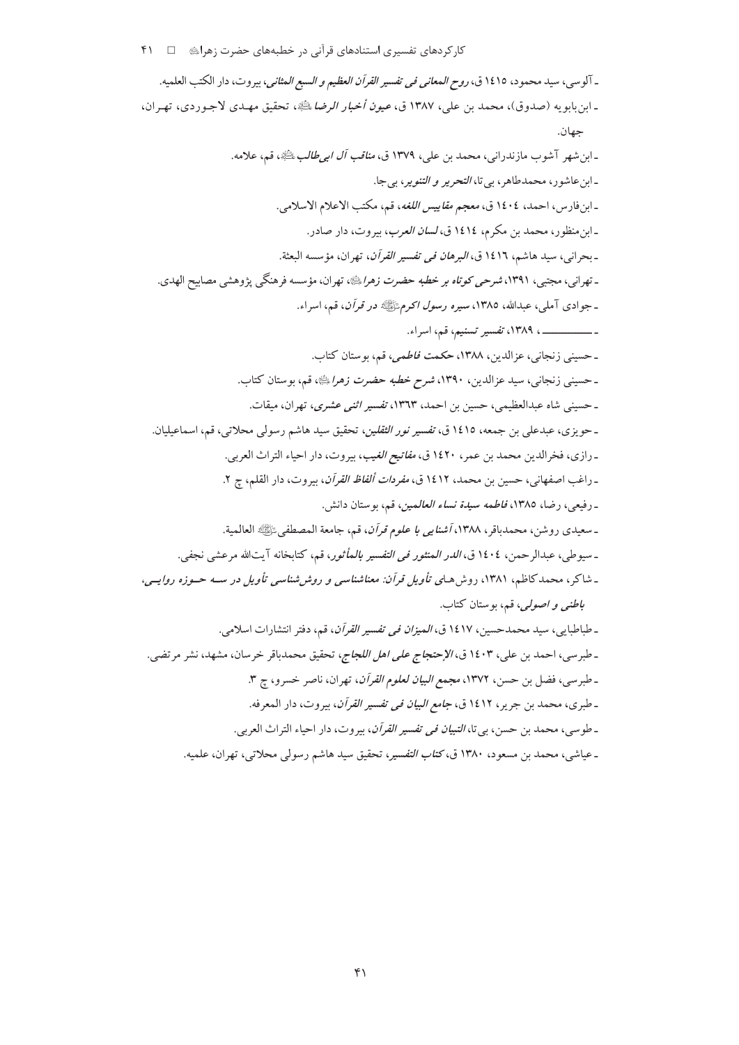ـ آلوسی، سید محمود، ١٤١٥ ق، *روح المعانی فی تفسیر القرآن العظیم و السبع المثانی*، بیروت، دار الکتب العلمیه.

ـ ابن‌بابویه (صدوق)، محمد بن علی، ١٣٨٧ ق، *عیون أخبار الرضا* ﷺ، تحقیق مهدی لاجوردی، تهران، جهان.

ـ ابن‌شهر آشوب مازندرانی، محمد بن علی، ١٣٧٩ ق، *مناقب آل ابی‌طالب* ﷺ، قم، علامه.

ـ ابن‌عاشور، محمدطاهر، بی‌تا، *التحریر و التنویر*، بی‌جا.

ـ ابن‌فارس، احمد، ١٤٠٤ ق، *معجم مقاییس اللغه*، قم، مکتب الاعلام الاسلامی.

ـ ابن‌منظور، محمد بن مکرم، ١٤١٤ ق، *لسان العرب*، بیروت، دار صادر.

ـ بحرانی، سید هاشم، ١٤١٦ ق، *البرهان فی تفسیر القرآن*، تهران، مؤسسه البعثة.

ـ تهرانی، مجتبی، ١٣٩١، *شرحی کوتاه بر خطبه حضرت زهرا* ﷺ، تهران، مؤسسه فرهنگی پژوهشی مصابیح الهدی.

ـ جوادی آملی، عبدالله، ١٣٨٥، *سیره رسول اکرم* ﷺ *در قرآن*، قم، اسراء.

ـ ــــــــــــــ ، ١٣٨٩، *تفسیر تسنیم*، قم، اسراء.

ـ حسینی زنجانی، عزالدین، ١٣٨٨، *حکمت فاطمی*، قم، بوستان کتاب.

ـ حسینی زنجانی، سید عزالدین، ١٣٩٠، *شرح خطبه حضرت زهرا* ﷺ، قم، بوستان کتاب.

ـ حسینی شاه عبدالعظیمی، حسین بن احمد، ١٣٦٣، *تفسیر اثنی عشری*، تهران، میقات.

ـ حویزی، عبدعلی بن جمعه، ١٤١٥ ق، *تفسیر نور الثقلین*، تحقیق سید هاشم رسولی محلاتی، قم، اسماعیلیان.

ـ رازی، فخرالدین محمد بن عمر، ١٤٢٠ ق، *مفاتیح الغیب*، بیروت، دار احیاء التراث العربی.

ـ راغب اصفهانی، حسین بن محمد، ١٤١٢ ق، *مفردات ألفاظ القرآن*، بیروت، دار القلم، چ ٢.

ـ رفیعی، رضا، ١٣٨٥، *فاطمه سیدة نساء العالمین*، قم، بوستان دانش.

ـ سعیدی روشن، محمدباقر، ١٣٨٨، *آشنایی با علوم قرآن*، قم، جامعة المصطفی ﷺ العالمیة.

ـ سیوطی، عبدالرحمن، ١٤٠٤ ق، *الدر المنثور فی التفسیر بالمأثور*، قم، کتابخانه آیت‌الله مرعشی نجفی.

ـ شاکر، محمدکاظم، ١٣٨١، روش‌های تأویل قرآن: *معناشناسی و روش‌شناسی تأویل در سه حوزه روایی، باطنی و اصولی*، قم، بوستان کتاب.

ـ طباطبایی، سید محمدحسین، ١٤١٧ ق، *المیزان فی تفسیر القرآن*، قم، دفتر انتشارات اسلامی.

ـ طبرسی، احمد بن علی، ١٤٠٣ ق، *الإحتجاج علی اهل اللجاج*، تحقیق محمدباقر خرسان، مشهد، نشر مرتضی.

ـ طبرسی، فضل بن حسن، ١٣٧٢، *مجمع البیان لعلوم القرآن*، تهران، ناصر خسرو، چ ٣.

ـ طبری، محمد بن جریر، ١٤١٢ ق، *جامع البیان فی تفسیر القرآن*، بیروت، دار المعرفه.

ـ طوسی، محمد بن حسن، بی‌تا، *التبیان فی تفسیر القرآن*، بیروت، دار احیاء التراث العربی.

ـ عیاشی، محمد بن مسعود، ١٣٨٠ ق، *کتاب التفسیر*، تحقیق سید هاشم رسولی محلاتی، تهران، علمیه.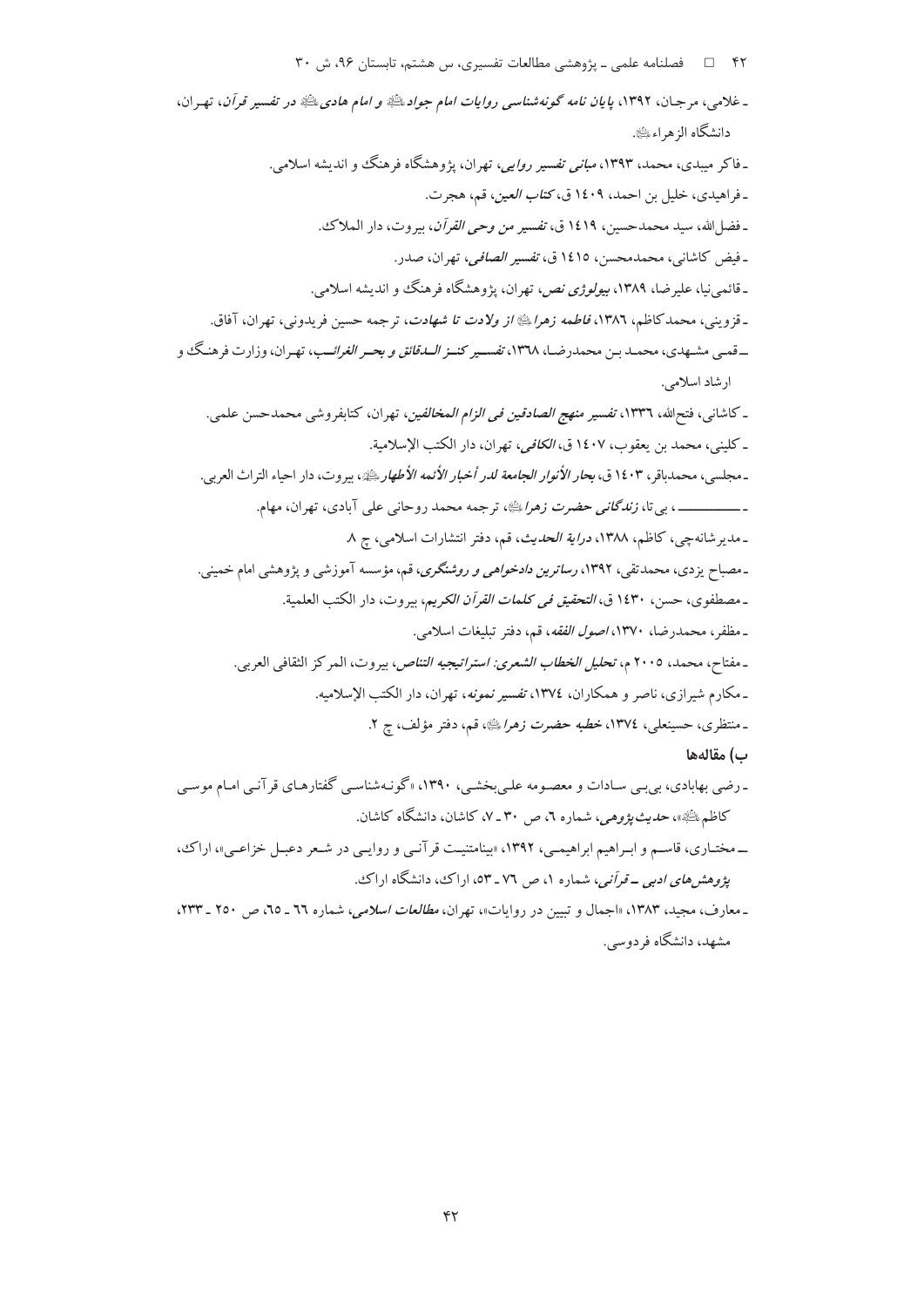ـ غلامی، مرجان، ۱۳۹۲، *پایان نامه گونه‌شناسی روایات امام جواد* ﷺ *و امام هادی* ﷺ *در تفسیر قرآن*، تهران، دانشگاه الزهراء ﷺ.

ـ فاکر میبدی، محمد، ۱۳۹۳، *مبانی تفسیر روایی*، تهران، پژوهشگاه فرهنگ و اندیشه اسلامی.

ـ فراهیدی، خلیل بن احمد، ١٤٠٩ ق، *کتاب العین*، قم، هجرت.

ـ فضل‌الله، سید محمدحسین، ١٤١٩ ق، *تفسیر من وحی القرآن*، بیروت، دار الملاک.

ـ فیض کاشانی، محمدمحسن، ١٤١٥ ق، *تفسیر الصافی*، تهران، صدر.

ـ قائمی‌نیا، علیرضا، ۱۳۸۹، *بیولوژی نص*، تهران، پژوهشگاه فرهنگ و اندیشه اسلامی.

ـ قزوینی، محمدکاظم، ١٣٨٦، *فاطمه زهرا* ﷺ *از ولادت تا شهادت*، ترجمه حسین فریدونی، تهران، آفاق.

ـ قمی مشهدی، محمد بن محمدرضا، ١٣٦٨، *تفسیر کنز الدقائق و بحر الغرائب*، تهران، وزارت فرهنگ و ارشاد اسلامی.

ـ کاشانی، فتح‌الله، ١٣٣٦، *تفسیر منهج الصادقین فی الزام المخالفین*، تهران، کتابفروشی محمدحسن علمی.

ـ کلینی، محمد بن یعقوب، ١٤٠٧ ق، *الکافی*، تهران، دار الکتب الإسلامیة.

ـ مجلسی، محمدباقر، ١٤٠٣ ق، *بحار الأنوار الجامعة لدرر أخبار الأئمه الأطهار* ﷺ، بیروت، دار احیاء التراث العربی.

ـ ــــــــــــ، بی‌تا، *زندگانی حضرت زهرا* ﷺ، ترجمه محمد روحانی علی آبادی، تهران، مهام.

ـ مدیرشانه‌چی، کاظم، ۱۳۸۸، *درایة الحدیث*، قم، دفتر انتشارات اسلامی، چ ۸.

ـ مصباح یزدی، محمدتقی، ۱۳۹۲، *رساترین دادخواهی و روشنگری*، قم، مؤسسه آموزشی و پژوهشی امام خمینی.

ـ مصطفوی، حسن، ١٤٣٠ ق، *التحقیق فی کلمات القرآن الکریم*، بیروت، دار الکتب العلمیة.

ـ مظفر، محمدرضا، ١٣٧٠، *اصول الفقه*، قم، دفتر تبلیغات اسلامی.

ـ مفتاح، محمد، ۲۰۰۵ م، *تحلیل الخطاب الشعری: استراتیجیه التناص*، بیروت، المرکز الثقافی العربی.

ـ مکارم شیرازی، ناصر و همکاران، ١٣٧٤، *تفسیر نمونه*، تهران، دار الکتب الإسلامیه.

ـ منتظری، حسینعلی، ١٣٧٤، *خطبه حضرت زهرا* ﷺ، قم، دفتر مؤلف، چ ۲.

### ب) مقاله‌ها

ـ رضی بهابادی، بی‌بی سادات و معصومه علی‌بخشی، ۱۳۹۰، «گونه‌شناسی گفتارهای قرآنی امام موسی کاظم ﷺ»، *حدیث پژوهی*، شماره ٦، ص ٣٠ ـ ٧، کاشان، دانشگاه کاشان.

ـ مختاری، قاسم و ابراهیم ابراهیمی، ۱۳۹۲، «بینامتنیت قرآنی و روایی در شعر دعبل خزاعی»، اراک، *پژوهش‌های ادبی ـ قرآنی*، شماره ۱، ص ٧٦ ـ ٥٣، اراک، دانشگاه اراک.

ـ معارف، مجید، ۱۳۸۳، «اجمال و تبیین در روایات»، تهران، *مطالعات اسلامی*، شماره ٦٦ ـ ٦٥، ص ٢٥٠ ـ ٢٣٣، مشهد، دانشگاه فردوسی.